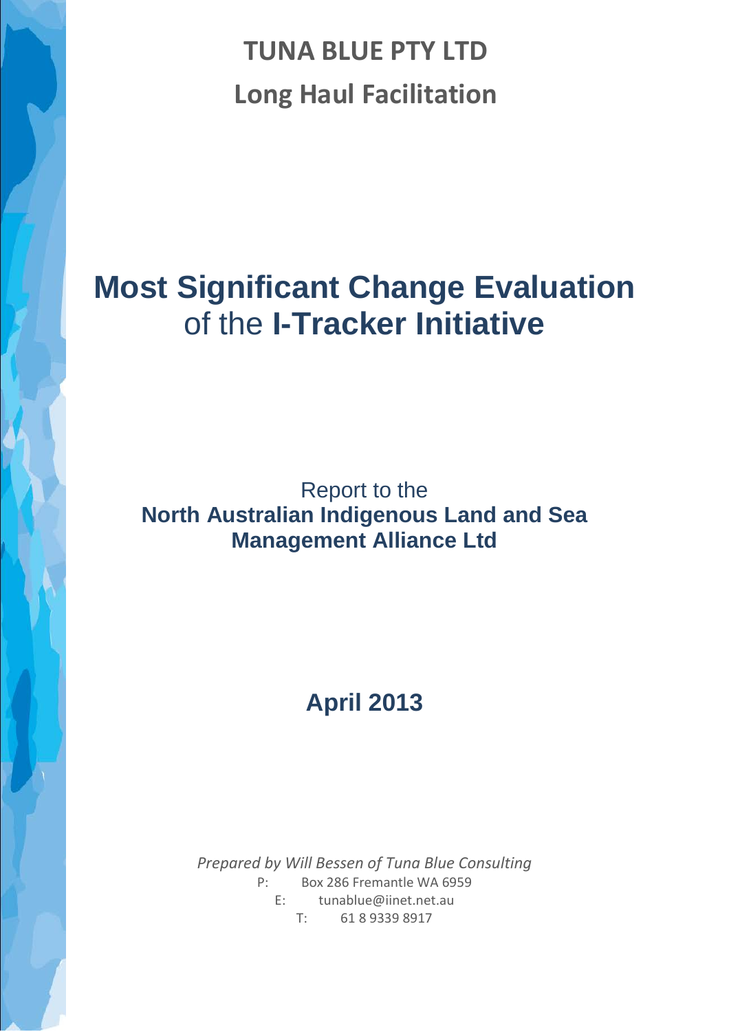**TUNA BLUE PTY LTD**

**Long Haul Facilitation**

# Most Significant Change Evaluation of the I-Tracker Initiative

Report to the

**North Australian Indigenous Land and Sea Management Alliance Ltd**

**April 2013**

*Prepared by Will Bessen of Tuna Blue Consulting*

P: Box 286 Fremantle WA 6959

E: tunablue@iinet.net.au

T: 61 8 9339 8917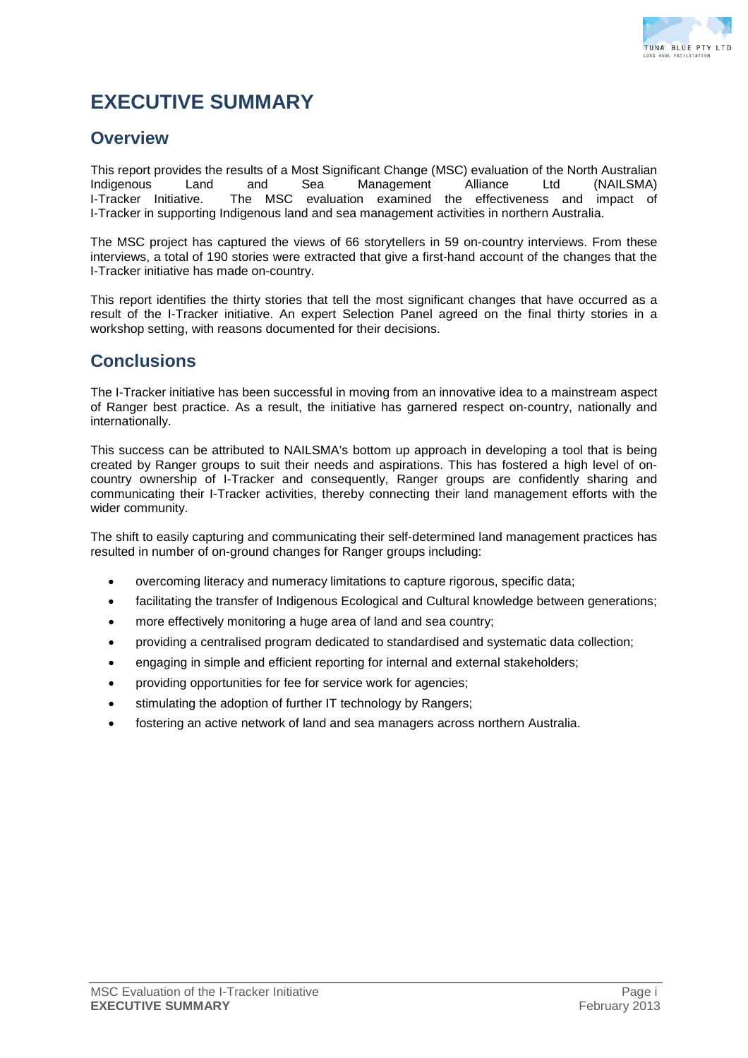# EXECUTIVE SUMMARY

## Overview

This report provides the results of a Most Significant Change (MSC) evaluation of the North Australian Indigenous Land and Sea Management Alliance Ltd (NAILSMA) I-Tracker Initiative. The MSC evaluation examined the effectiveness and impact of I-Tracker in supporting Indigenous land and sea management activities in northern Australia.

The MSC project has captured the views of 66 storytellers in 59 on-country interviews. From these interviews, a total of 190 stories were extracted that give a first-hand account of the changes that the I-Tracker initiative has made on-country.

This report identifies the thirty stories that tell the most significant changes that have occurred as a result of the I-Tracker initiative. An expert Selection Panel agreed on the final thirty stories in a workshop setting, with reasons documented for their decisions.

## Conclusions

The I-Tracker initiative has been successful in moving from an innovative idea to a mainstream aspect of Ranger best practice. As a result, the initiative has garnered respect on-country, nationally and internationally.

This success can be attributed to NAILSMA's bottom up approach in developing a tool that is being created by Ranger groups to suit their needs and aspirations. This has fostered a high level of on-country ownership of I-Tracker and consequently, Ranger groups are confidently sharing and communicating their I-Tracker activities, thereby connecting their land management efforts with the wider community.

The shift to easily capturing and communicating their self-determined land management practices has resulted in number of on-ground changes for Ranger groups including:

- overcoming literacy and numeracy limitations to capture rigorous, specific data;
- facilitating the transfer of Indigenous Ecological and Cultural knowledge between generations;
- more effectively monitoring a huge area of land and sea country;
- providing a centralised program dedicated to standardised and systematic data collection;
- engaging in simple and efficient reporting for internal and external stakeholders;
- providing opportunities for fee for service work for agencies;
- stimulating the adoption of further IT technology by Rangers;
- fostering an active network of land and sea managers across northern Australia.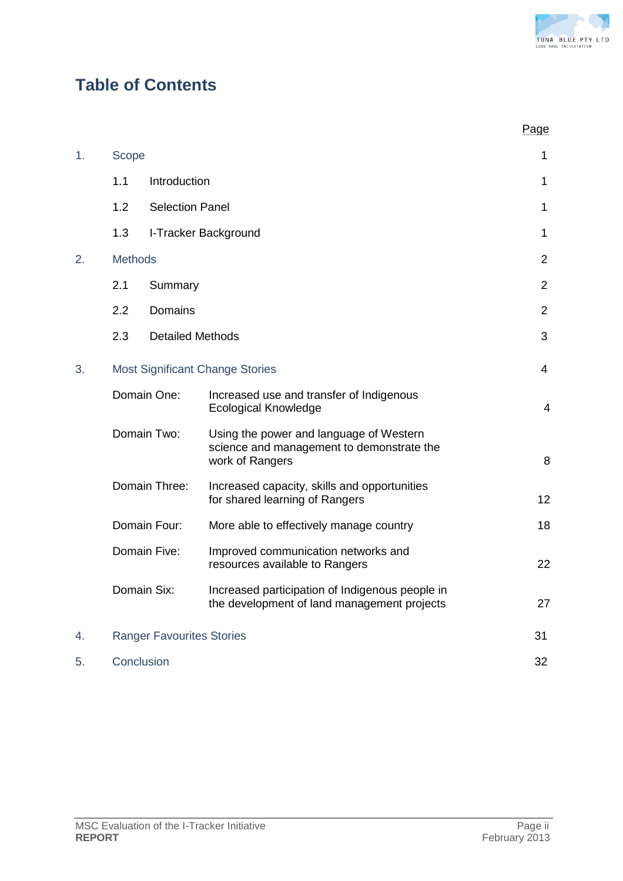# Table of Contents

| | | | Page |
|---|---|---|---|
| 1. | Scope | | 1 |
| | 1.1 | Introduction | 1 |
| | 1.2 | Selection Panel | 1 |
| | 1.3 | I-Tracker Background | 1 |
| 2. | Methods | | 2 |
| | 2.1 | Summary | 2 |
| | 2.2 | Domains | 2 |
| | 2.3 | Detailed Methods | 3 |
| 3. | Most Significant Change Stories | | 4 |
| | Domain One: | Increased use and transfer of Indigenous Ecological Knowledge | 4 |
| | Domain Two: | Using the power and language of Western science and management to demonstrate the work of Rangers | 8 |
| | Domain Three: | Increased capacity, skills and opportunities for shared learning of Rangers | 12 |
| | Domain Four: | More able to effectively manage country | 18 |
| | Domain Five: | Improved communication networks and resources available to Rangers | 22 |
| | Domain Six: | Increased participation of Indigenous people in the development of land management projects | 27 |
| 4. | Ranger Favourites Stories | | 31 |
| 5. | Conclusion | | 32 |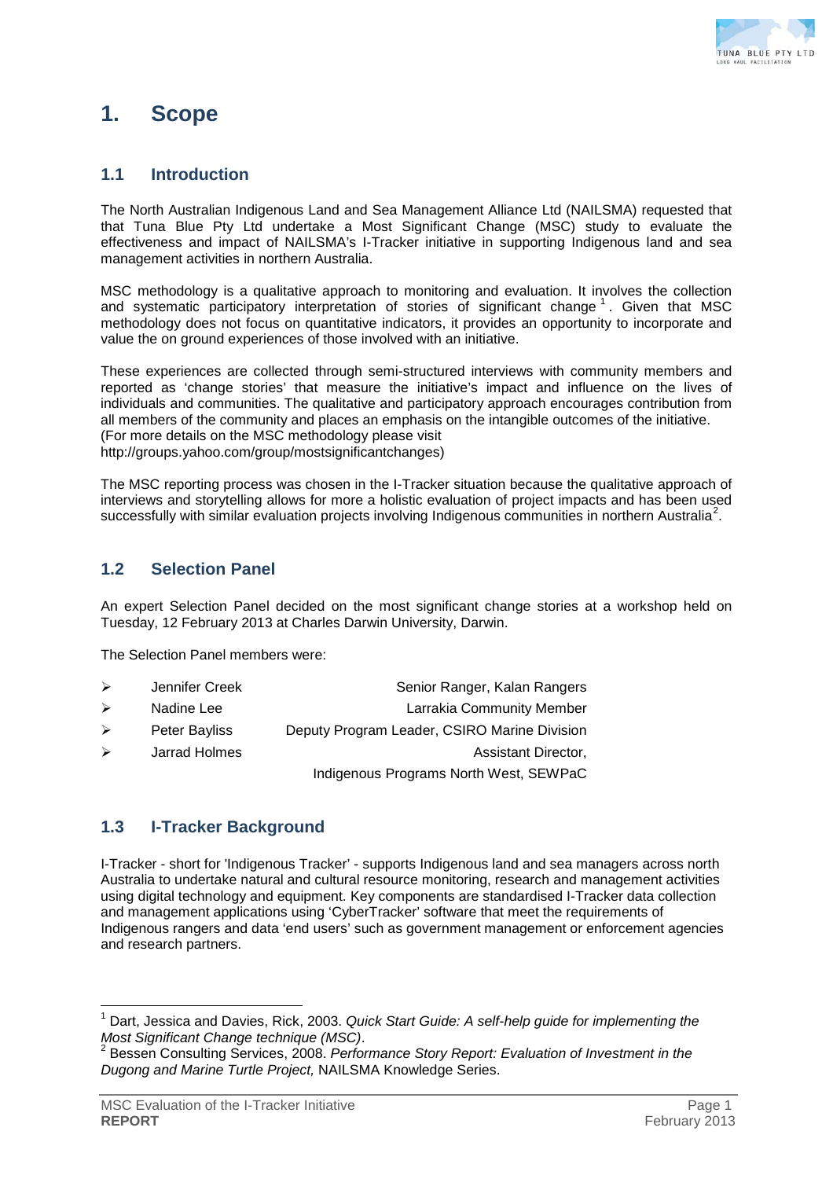# 1. Scope

## 1.1 Introduction

The North Australian Indigenous Land and Sea Management Alliance Ltd (NAILSMA) requested that that Tuna Blue Pty Ltd undertake a Most Significant Change (MSC) study to evaluate the effectiveness and impact of NAILSMA's I-Tracker initiative in supporting Indigenous land and sea management activities in northern Australia.

MSC methodology is a qualitative approach to monitoring and evaluation. It involves the collection and systematic participatory interpretation of stories of significant change [1]. Given that MSC methodology does not focus on quantitative indicators, it provides an opportunity to incorporate and value the on ground experiences of those involved with an initiative.

These experiences are collected through semi-structured interviews with community members and reported as 'change stories' that measure the initiative's impact and influence on the lives of individuals and communities. The qualitative and participatory approach encourages contribution from all members of the community and places an emphasis on the intangible outcomes of the initiative. (For more details on the MSC methodology please visit http://groups.yahoo.com/group/mostsignificantchanges)

The MSC reporting process was chosen in the I-Tracker situation because the qualitative approach of interviews and storytelling allows for more a holistic evaluation of project impacts and has been used successfully with similar evaluation projects involving Indigenous communities in northern Australia[2].

## 1.2 Selection Panel

An expert Selection Panel decided on the most significant change stories at a workshop held on Tuesday, 12 February 2013 at Charles Darwin University, Darwin.

The Selection Panel members were:

- Jennifer Creek — Senior Ranger, Kalan Rangers
- Nadine Lee — Larrakia Community Member
- Peter Bayliss — Deputy Program Leader, CSIRO Marine Division
- Jarrad Holmes — Assistant Director, Indigenous Programs North West, SEWPaC

## 1.3 I-Tracker Background

I-Tracker - short for 'Indigenous Tracker' - supports Indigenous land and sea managers across north Australia to undertake natural and cultural resource monitoring, research and management activities using digital technology and equipment. Key components are standardised I-Tracker data collection and management applications using 'CyberTracker' software that meet the requirements of Indigenous rangers and data 'end users' such as government management or enforcement agencies and research partners.

---

[1] Dart, Jessica and Davies, Rick, 2003. *Quick Start Guide: A self-help guide for implementing the Most Significant Change technique (MSC)*.

[2] Bessen Consulting Services, 2008. *Performance Story Report: Evaluation of Investment in the Dugong and Marine Turtle Project,* NAILSMA Knowledge Series.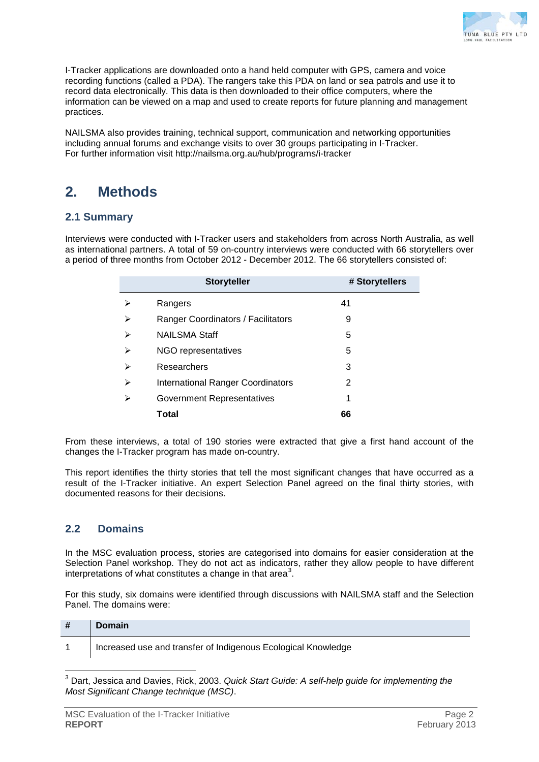I-Tracker applications are downloaded onto a hand held computer with GPS, camera and voice recording functions (called a PDA). The rangers take this PDA on land or sea patrols and use it to record data electronically. This data is then downloaded to their office computers, where the information can be viewed on a map and used to create reports for future planning and management practices.

NAILSMA also provides training, technical support, communication and networking opportunities including annual forums and exchange visits to over 30 groups participating in I-Tracker. For further information visit http://nailsma.org.au/hub/programs/i-tracker

# 2. Methods

## 2.1 Summary

Interviews were conducted with I-Tracker users and stakeholders from across North Australia, as well as international partners. A total of 59 on-country interviews were conducted with 66 storytellers over a period of three months from October 2012 - December 2012. The 66 storytellers consisted of:

| | Storyteller | # Storytellers |
|---|---|---|
| ➢ | Rangers | 41 |
| ➢ | Ranger Coordinators / Facilitators | 9 |
| ➢ | NAILSMA Staff | 5 |
| ➢ | NGO representatives | 5 |
| ➢ | Researchers | 3 |
| ➢ | International Ranger Coordinators | 2 |
| ➢ | Government Representatives | 1 |
| | **Total** | **66** |

From these interviews, a total of 190 stories were extracted that give a first hand account of the changes the I-Tracker program has made on-country.

This report identifies the thirty stories that tell the most significant changes that have occurred as a result of the I-Tracker initiative. An expert Selection Panel agreed on the final thirty stories, with documented reasons for their decisions.

## 2.2 Domains

In the MSC evaluation process, stories are categorised into domains for easier consideration at the Selection Panel workshop. They do not act as indicators, rather they allow people to have different interpretations of what constitutes a change in that area[3].

For this study, six domains were identified through discussions with NAILSMA staff and the Selection Panel. The domains were:

| # | Domain |
|---|---|
| 1 | Increased use and transfer of Indigenous Ecological Knowledge |

[3] Dart, Jessica and Davies, Rick, 2003. *Quick Start Guide: A self-help guide for implementing the Most Significant Change technique (MSC)*.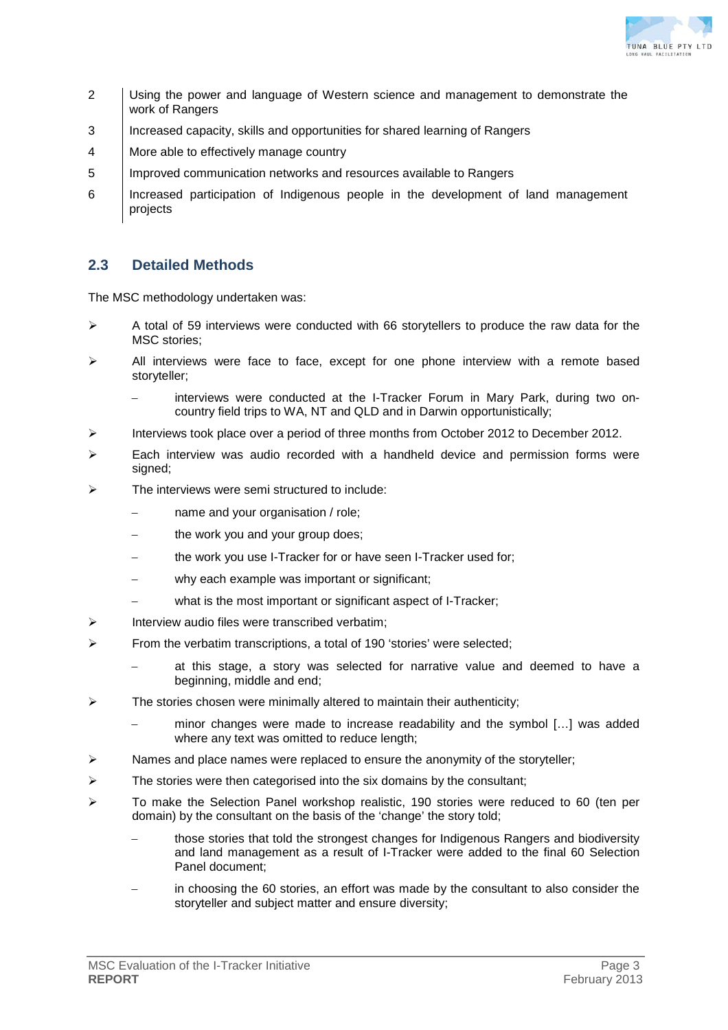| | |
|---|---|
| 2 | Using the power and language of Western science and management to demonstrate the work of Rangers |
| 3 | Increased capacity, skills and opportunities for shared learning of Rangers |
| 4 | More able to effectively manage country |
| 5 | Improved communication networks and resources available to Rangers |
| 6 | Increased participation of Indigenous people in the development of land management projects |

## 2.3 Detailed Methods

The MSC methodology undertaken was:

- A total of 59 interviews were conducted with 66 storytellers to produce the raw data for the MSC stories;
- All interviews were face to face, except for one phone interview with a remote based storyteller;
  - interviews were conducted at the I-Tracker Forum in Mary Park, during two on-country field trips to WA, NT and QLD and in Darwin opportunistically;
- Interviews took place over a period of three months from October 2012 to December 2012.
- Each interview was audio recorded with a handheld device and permission forms were signed;
- The interviews were semi structured to include:
  - name and your organisation / role;
  - the work you and your group does;
  - the work you use I-Tracker for or have seen I-Tracker used for;
  - why each example was important or significant;
  - what is the most important or significant aspect of I-Tracker;
- Interview audio files were transcribed verbatim;
- From the verbatim transcriptions, a total of 190 'stories' were selected;
  - at this stage, a story was selected for narrative value and deemed to have a beginning, middle and end;
- The stories chosen were minimally altered to maintain their authenticity;
  - minor changes were made to increase readability and the symbol […] was added where any text was omitted to reduce length;
- Names and place names were replaced to ensure the anonymity of the storyteller;
- The stories were then categorised into the six domains by the consultant;
- To make the Selection Panel workshop realistic, 190 stories were reduced to 60 (ten per domain) by the consultant on the basis of the 'change' the story told;
  - those stories that told the strongest changes for Indigenous Rangers and biodiversity and land management as a result of I-Tracker were added to the final 60 Selection Panel document;
  - in choosing the 60 stories, an effort was made by the consultant to also consider the storyteller and subject matter and ensure diversity;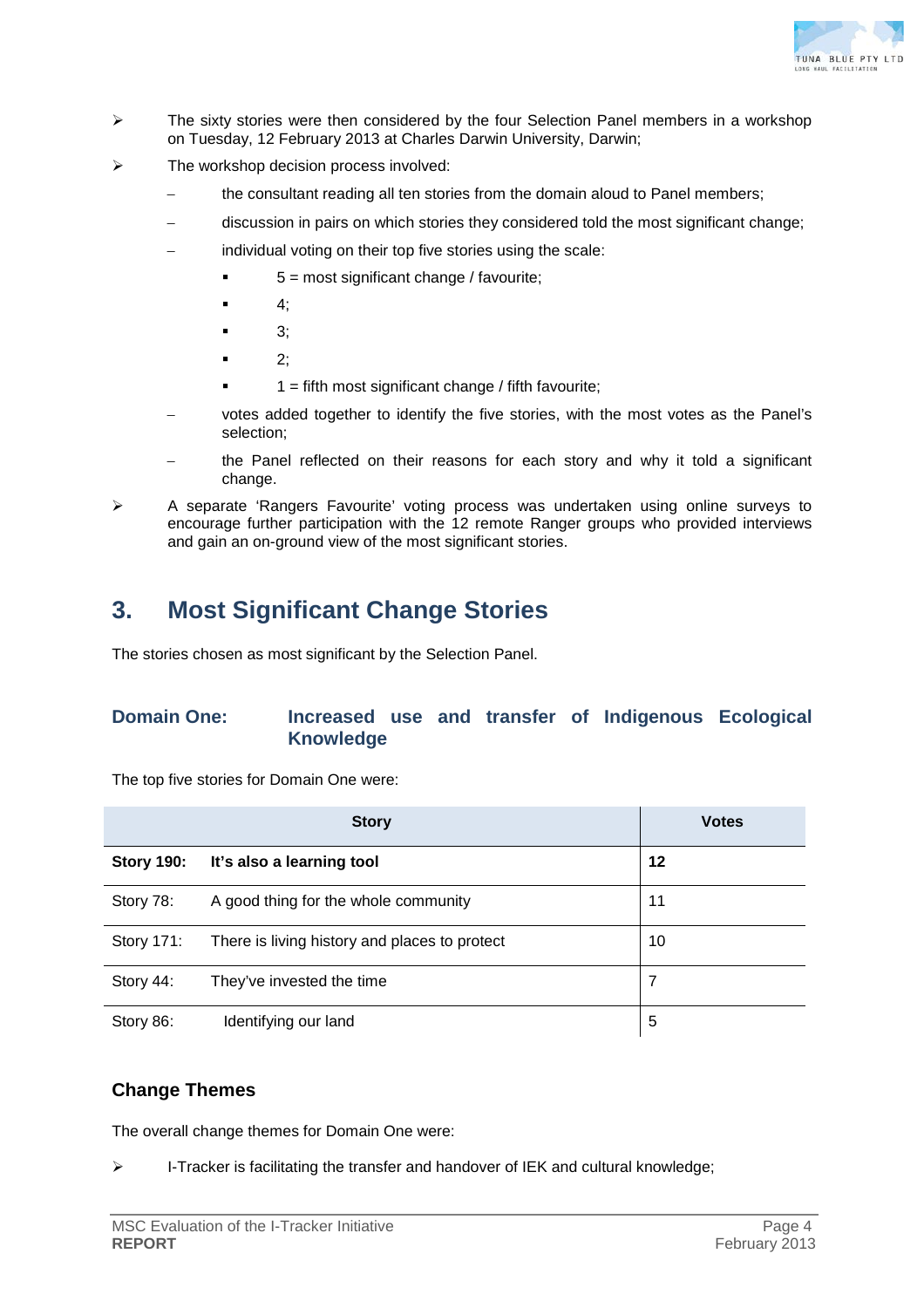- The sixty stories were then considered by the four Selection Panel members in a workshop on Tuesday, 12 February 2013 at Charles Darwin University, Darwin;
- The workshop decision process involved:
  - the consultant reading all ten stories from the domain aloud to Panel members;
  - discussion in pairs on which stories they considered told the most significant change;
  - individual voting on their top five stories using the scale:
    - 5 = most significant change / favourite;
    - 4;
    - 3;
    - 2;
    - 1 = fifth most significant change / fifth favourite;
  - votes added together to identify the five stories, with the most votes as the Panel's selection;
  - the Panel reflected on their reasons for each story and why it told a significant change.
- A separate 'Rangers Favourite' voting process was undertaken using online surveys to encourage further participation with the 12 remote Ranger groups who provided interviews and gain an on-ground view of the most significant stories.

# 3. Most Significant Change Stories

The stories chosen as most significant by the Selection Panel.

## Domain One: Increased use and transfer of Indigenous Ecological Knowledge

The top five stories for Domain One were:

| Story | | Votes |
|---|---|---|
| **Story 190:** | **It's also a learning tool** | **12** |
| Story 78: | A good thing for the whole community | 11 |
| Story 171: | There is living history and places to protect | 10 |
| Story 44: | They've invested the time | 7 |
| Story 86: | Identifying our land | 5 |

### Change Themes

The overall change themes for Domain One were:

- I-Tracker is facilitating the transfer and handover of IEK and cultural knowledge;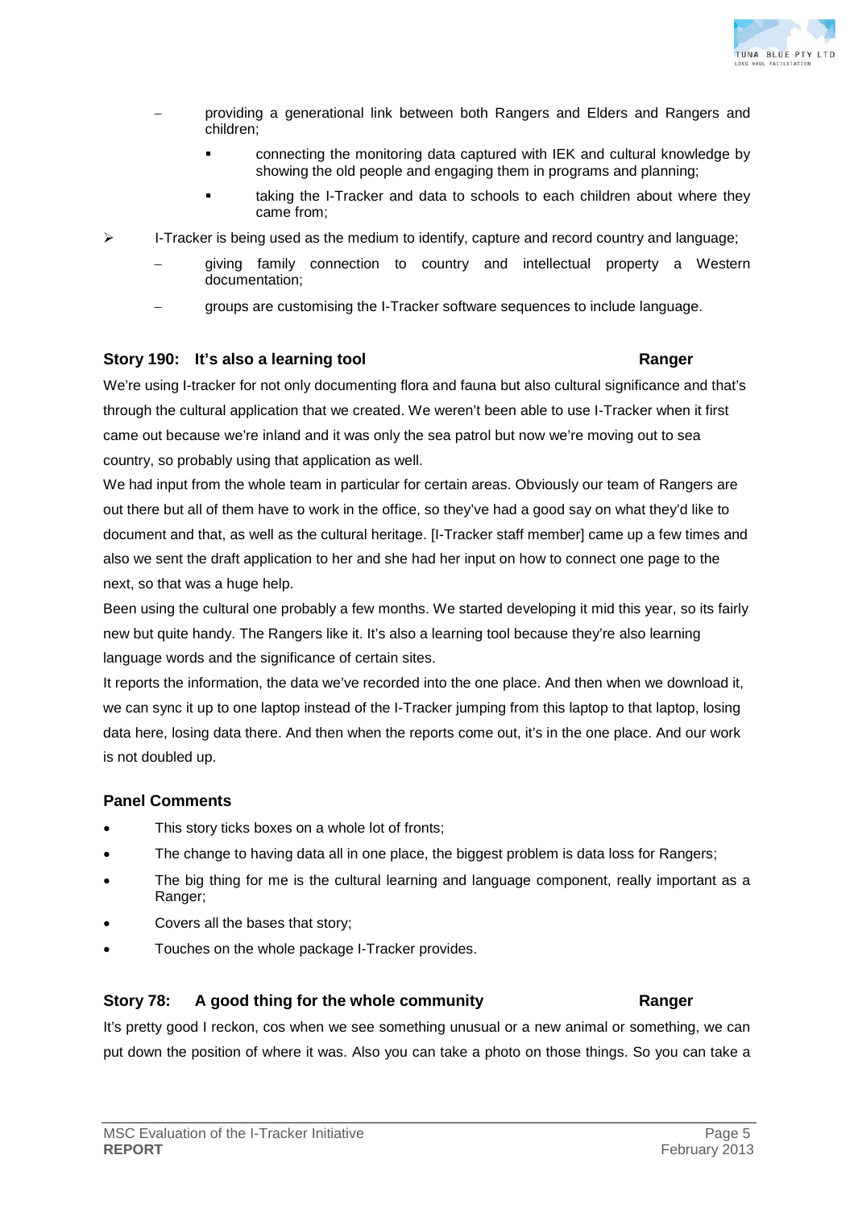- providing a generational link between both Rangers and Elders and Rangers and children;
    - connecting the monitoring data captured with IEK and cultural knowledge by showing the old people and engaging them in programs and planning;
    - taking the I-Tracker and data to schools to each children about where they came from;

- I-Tracker is being used as the medium to identify, capture and record country and language;
  - giving family connection to country and intellectual property a Western documentation;
  - groups are customising the I-Tracker software sequences to include language.

### Story 190: It's also a learning tool — Ranger

We're using I-tracker for not only documenting flora and fauna but also cultural significance and that's through the cultural application that we created. We weren't been able to use I-Tracker when it first came out because we're inland and it was only the sea patrol but now we're moving out to sea country, so probably using that application as well.

We had input from the whole team in particular for certain areas. Obviously our team of Rangers are out there but all of them have to work in the office, so they've had a good say on what they'd like to document and that, as well as the cultural heritage. [I-Tracker staff member] came up a few times and also we sent the draft application to her and she had her input on how to connect one page to the next, so that was a huge help.

Been using the cultural one probably a few months. We started developing it mid this year, so its fairly new but quite handy. The Rangers like it. It's also a learning tool because they're also learning language words and the significance of certain sites.

It reports the information, the data we've recorded into the one place. And then when we download it, we can sync it up to one laptop instead of the I-Tracker jumping from this laptop to that laptop, losing data here, losing data there. And then when the reports come out, it's in the one place. And our work is not doubled up.

#### Panel Comments

- This story ticks boxes on a whole lot of fronts;
- The change to having data all in one place, the biggest problem is data loss for Rangers;
- The big thing for me is the cultural learning and language component, really important as a Ranger;
- Covers all the bases that story;
- Touches on the whole package I-Tracker provides.

### Story 78: A good thing for the whole community — Ranger

It's pretty good I reckon, cos when we see something unusual or a new animal or something, we can put down the position of where it was. Also you can take a photo on those things. So you can take a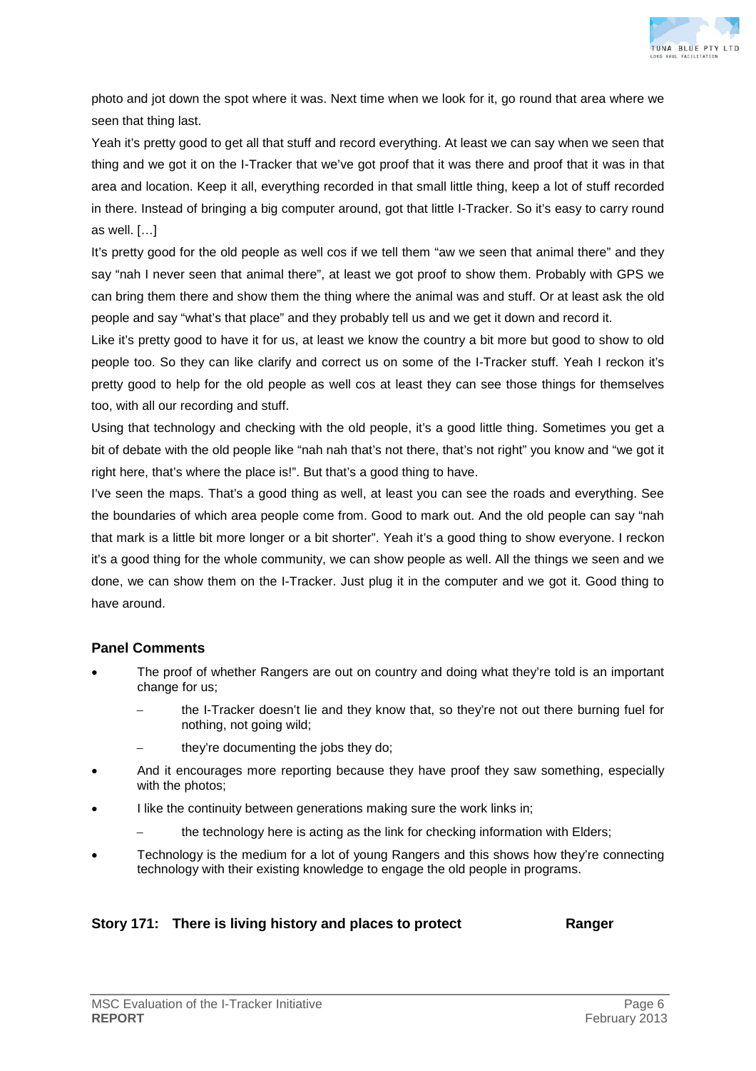photo and jot down the spot where it was. Next time when we look for it, go round that area where we seen that thing last.

Yeah it's pretty good to get all that stuff and record everything. At least we can say when we seen that thing and we got it on the I-Tracker that we've got proof that it was there and proof that it was in that area and location. Keep it all, everything recorded in that small little thing, keep a lot of stuff recorded in there. Instead of bringing a big computer around, got that little I-Tracker. So it's easy to carry round as well. […]

It's pretty good for the old people as well cos if we tell them "aw we seen that animal there" and they say "nah I never seen that animal there", at least we got proof to show them. Probably with GPS we can bring them there and show them the thing where the animal was and stuff. Or at least ask the old people and say "what's that place" and they probably tell us and we get it down and record it.

Like it's pretty good to have it for us, at least we know the country a bit more but good to show to old people too. So they can like clarify and correct us on some of the I-Tracker stuff. Yeah I reckon it's pretty good to help for the old people as well cos at least they can see those things for themselves too, with all our recording and stuff.

Using that technology and checking with the old people, it's a good little thing. Sometimes you get a bit of debate with the old people like "nah nah that's not there, that's not right" you know and "we got it right here, that's where the place is!". But that's a good thing to have.

I've seen the maps. That's a good thing as well, at least you can see the roads and everything. See the boundaries of which area people come from. Good to mark out. And the old people can say "nah that mark is a little bit more longer or a bit shorter". Yeah it's a good thing to show everyone. I reckon it's a good thing for the whole community, we can show people as well. All the things we seen and we done, we can show them on the I-Tracker. Just plug it in the computer and we got it. Good thing to have around.

### Panel Comments

- The proof of whether Rangers are out on country and doing what they're told is an important change for us;
  - the I-Tracker doesn't lie and they know that, so they're not out there burning fuel for nothing, not going wild;
  - they're documenting the jobs they do;
- And it encourages more reporting because they have proof they saw something, especially with the photos;
- I like the continuity between generations making sure the work links in;
  - the technology here is acting as the link for checking information with Elders;
- Technology is the medium for a lot of young Rangers and this shows how they're connecting technology with their existing knowledge to engage the old people in programs.

### Story 171: There is living history and places to protect — Ranger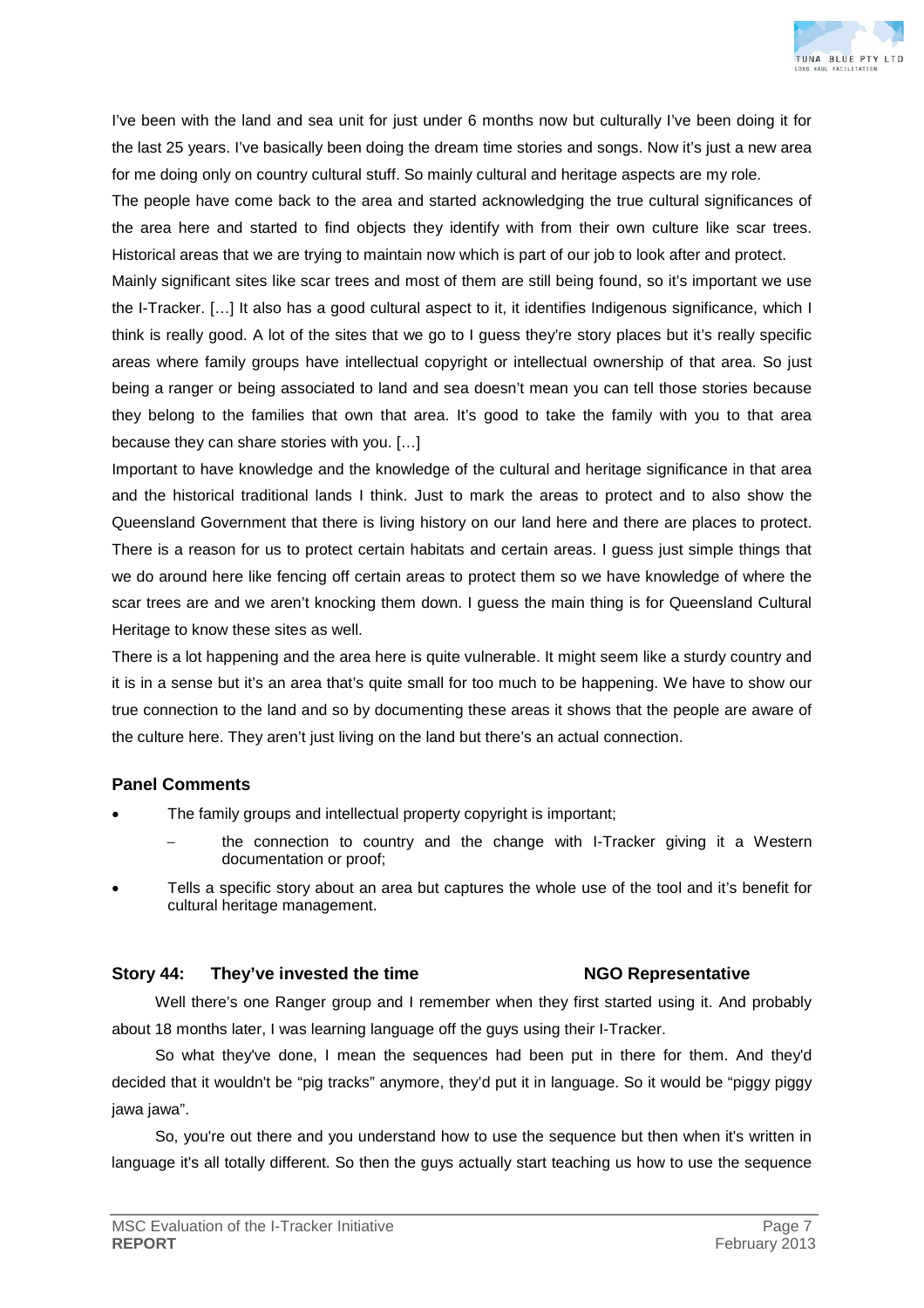I've been with the land and sea unit for just under 6 months now but culturally I've been doing it for the last 25 years. I've basically been doing the dream time stories and songs. Now it's just a new area for me doing only on country cultural stuff. So mainly cultural and heritage aspects are my role.

The people have come back to the area and started acknowledging the true cultural significances of the area here and started to find objects they identify with from their own culture like scar trees. Historical areas that we are trying to maintain now which is part of our job to look after and protect.

Mainly significant sites like scar trees and most of them are still being found, so it's important we use the I-Tracker. […] It also has a good cultural aspect to it, it identifies Indigenous significance, which I think is really good. A lot of the sites that we go to I guess they're story places but it's really specific areas where family groups have intellectual copyright or intellectual ownership of that area. So just being a ranger or being associated to land and sea doesn't mean you can tell those stories because they belong to the families that own that area. It's good to take the family with you to that area because they can share stories with you. […]

Important to have knowledge and the knowledge of the cultural and heritage significance in that area and the historical traditional lands I think. Just to mark the areas to protect and to also show the Queensland Government that there is living history on our land here and there are places to protect. There is a reason for us to protect certain habitats and certain areas. I guess just simple things that we do around here like fencing off certain areas to protect them so we have knowledge of where the scar trees are and we aren't knocking them down. I guess the main thing is for Queensland Cultural Heritage to know these sites as well.

There is a lot happening and the area here is quite vulnerable. It might seem like a sturdy country and it is in a sense but it's an area that's quite small for too much to be happening. We have to show our true connection to the land and so by documenting these areas it shows that the people are aware of the culture here. They aren't just living on the land but there's an actual connection.

### Panel Comments

- The family groups and intellectual property copyright is important;
  - the connection to country and the change with I-Tracker giving it a Western documentation or proof;
- Tells a specific story about an area but captures the whole use of the tool and it's benefit for cultural heritage management.

### Story 44: They've invested the time — NGO Representative

Well there's one Ranger group and I remember when they first started using it. And probably about 18 months later, I was learning language off the guys using their I-Tracker.

So what they've done, I mean the sequences had been put in there for them. And they'd decided that it wouldn't be "pig tracks" anymore, they'd put it in language. So it would be "piggy piggy jawa jawa".

So, you're out there and you understand how to use the sequence but then when it's written in language it's all totally different. So then the guys actually start teaching us how to use the sequence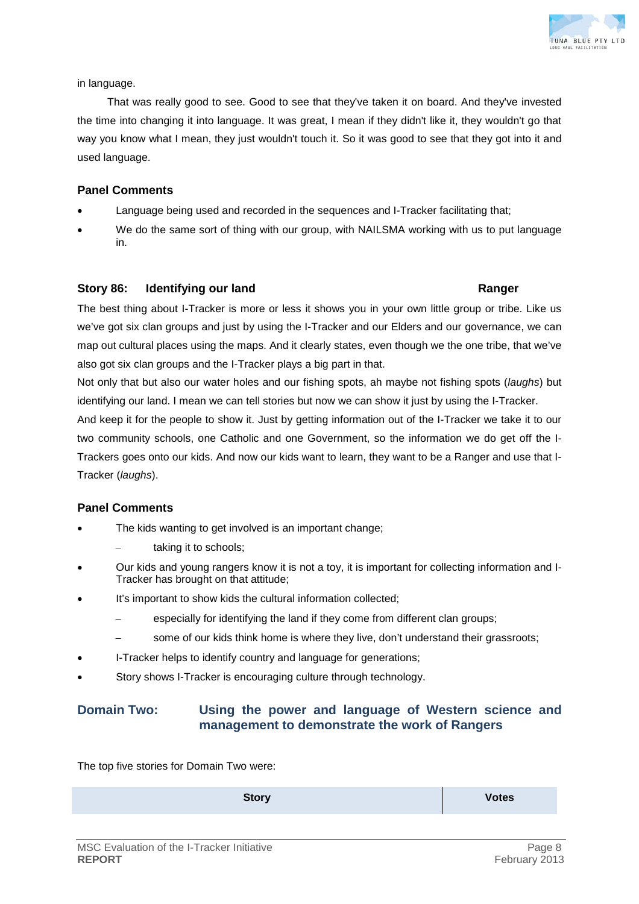in language.

That was really good to see. Good to see that they've taken it on board. And they've invested the time into changing it into language. It was great, I mean if they didn't like it, they wouldn't go that way you know what I mean, they just wouldn't touch it. So it was good to see that they got into it and used language.

### Panel Comments

- Language being used and recorded in the sequences and I-Tracker facilitating that;
- We do the same sort of thing with our group, with NAILSMA working with us to put language in.

### Story 86: Identifying our land — Ranger

The best thing about I-Tracker is more or less it shows you in your own little group or tribe. Like us we've got six clan groups and just by using the I-Tracker and our Elders and our governance, we can map out cultural places using the maps. And it clearly states, even though we the one tribe, that we've also got six clan groups and the I-Tracker plays a big part in that.

Not only that but also our water holes and our fishing spots, ah maybe not fishing spots (*laughs*) but identifying our land. I mean we can tell stories but now we can show it just by using the I-Tracker.

And keep it for the people to show it. Just by getting information out of the I-Tracker we take it to our two community schools, one Catholic and one Government, so the information we do get off the I-Trackers goes onto our kids. And now our kids want to learn, they want to be a Ranger and use that I-Tracker (*laughs*).

### Panel Comments

- The kids wanting to get involved is an important change;
  - taking it to schools;
- Our kids and young rangers know it is not a toy, it is important for collecting information and I-Tracker has brought on that attitude;
- It's important to show kids the cultural information collected;
  - especially for identifying the land if they come from different clan groups;
  - some of our kids think home is where they live, don't understand their grassroots;
- I-Tracker helps to identify country and language for generations;
- Story shows I-Tracker is encouraging culture through technology.

## Domain Two: Using the power and language of Western science and management to demonstrate the work of Rangers

The top five stories for Domain Two were:

| Story | Votes |
|---|---|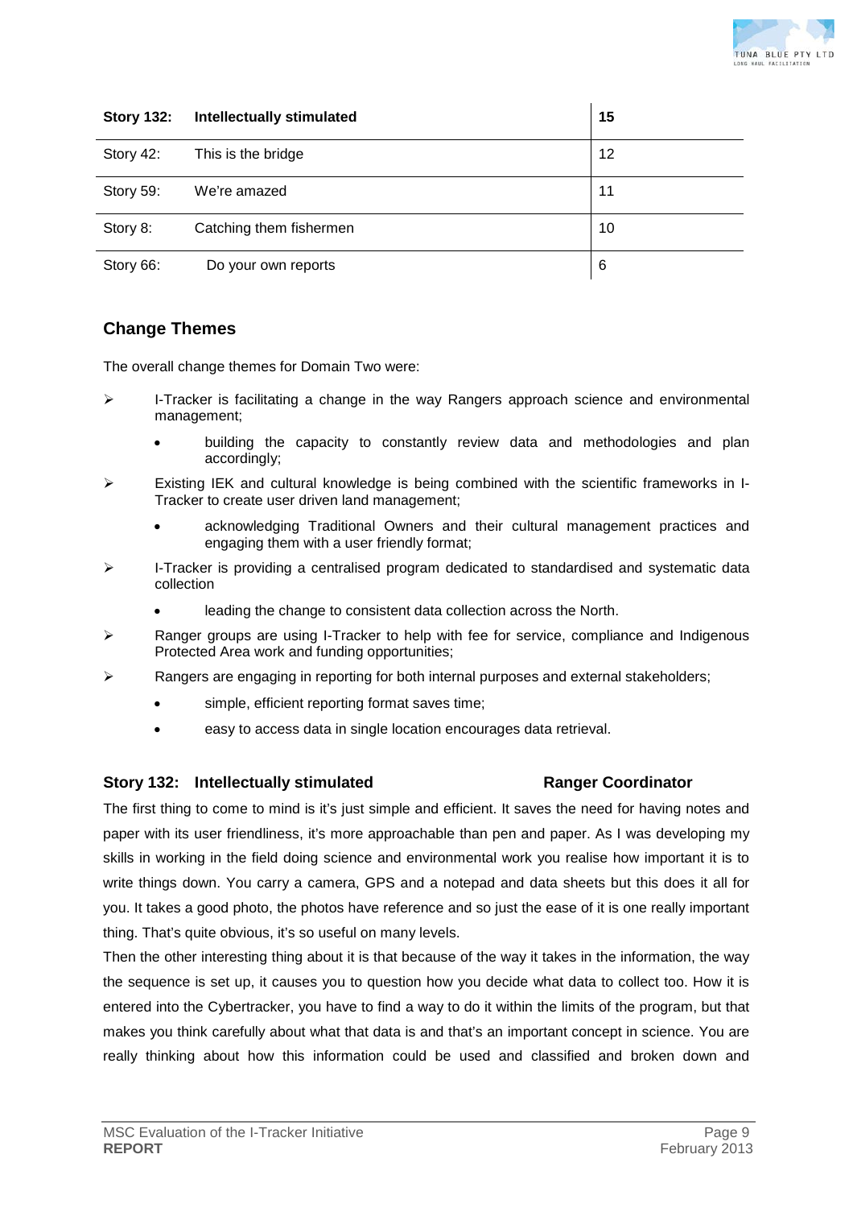| Story 132: | Intellectually stimulated | 15 |
|---|---|---|
| Story 42: | This is the bridge | 12 |
| Story 59: | We're amazed | 11 |
| Story 8: | Catching them fishermen | 10 |
| Story 66: | Do your own reports | 6 |

## Change Themes

The overall change themes for Domain Two were:

- I-Tracker is facilitating a change in the way Rangers approach science and environmental management;
  - building the capacity to constantly review data and methodologies and plan accordingly;
- Existing IEK and cultural knowledge is being combined with the scientific frameworks in I-Tracker to create user driven land management;
  - acknowledging Traditional Owners and their cultural management practices and engaging them with a user friendly format;
- I-Tracker is providing a centralised program dedicated to standardised and systematic data collection
  - leading the change to consistent data collection across the North.
- Ranger groups are using I-Tracker to help with fee for service, compliance and Indigenous Protected Area work and funding opportunities;
- Rangers are engaging in reporting for both internal purposes and external stakeholders;
  - simple, efficient reporting format saves time;
  - easy to access data in single location encourages data retrieval.

### Story 132: Intellectually stimulated — Ranger Coordinator

The first thing to come to mind is it's just simple and efficient. It saves the need for having notes and paper with its user friendliness, it's more approachable than pen and paper. As I was developing my skills in working in the field doing science and environmental work you realise how important it is to write things down. You carry a camera, GPS and a notepad and data sheets but this does it all for you. It takes a good photo, the photos have reference and so just the ease of it is one really important thing. That's quite obvious, it's so useful on many levels.

Then the other interesting thing about it is that because of the way it takes in the information, the way the sequence is set up, it causes you to question how you decide what data to collect too. How it is entered into the Cybertracker, you have to find a way to do it within the limits of the program, but that makes you think carefully about what that data is and that's an important concept in science. You are really thinking about how this information could be used and classified and broken down and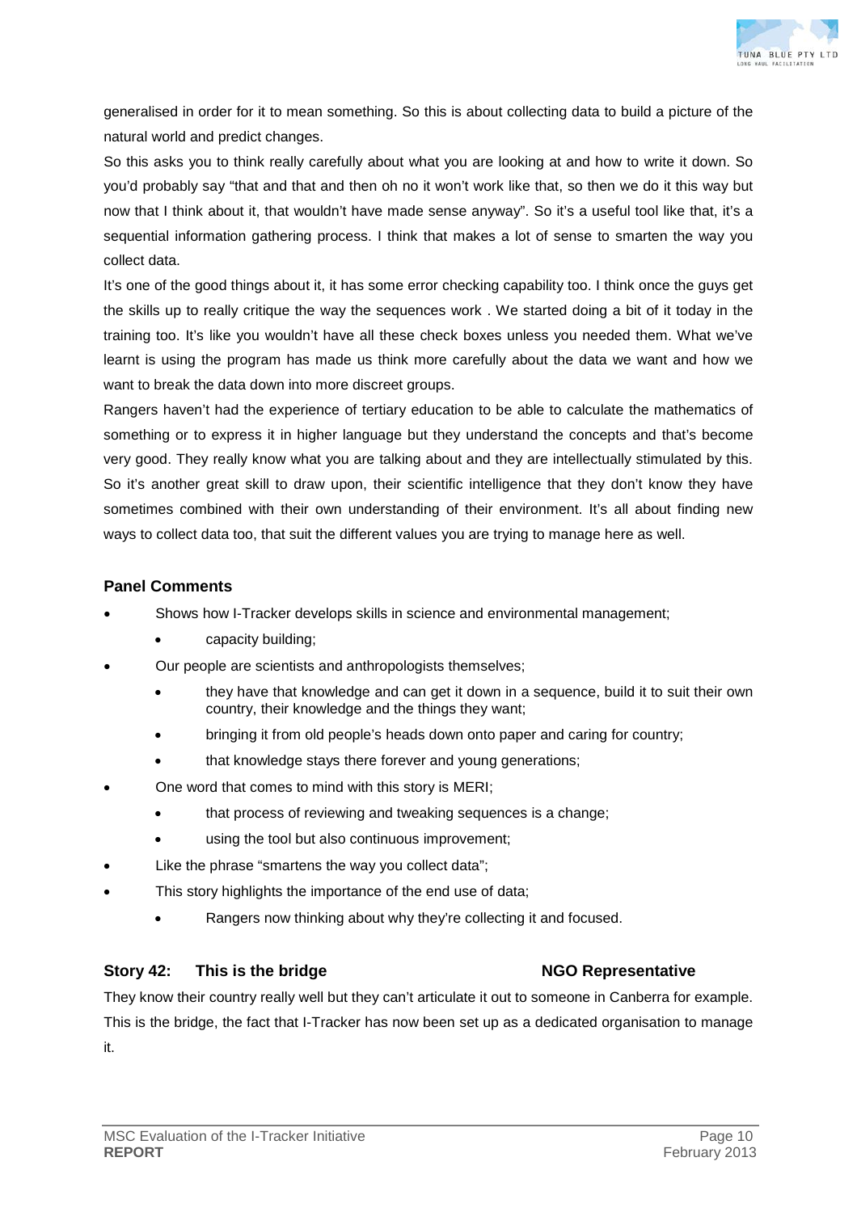generalised in order for it to mean something. So this is about collecting data to build a picture of the natural world and predict changes.

So this asks you to think really carefully about what you are looking at and how to write it down. So you'd probably say "that and that and then oh no it won't work like that, so then we do it this way but now that I think about it, that wouldn't have made sense anyway". So it's a useful tool like that, it's a sequential information gathering process. I think that makes a lot of sense to smarten the way you collect data.

It's one of the good things about it, it has some error checking capability too. I think once the guys get the skills up to really critique the way the sequences work . We started doing a bit of it today in the training too. It's like you wouldn't have all these check boxes unless you needed them. What we've learnt is using the program has made us think more carefully about the data we want and how we want to break the data down into more discreet groups.

Rangers haven't had the experience of tertiary education to be able to calculate the mathematics of something or to express it in higher language but they understand the concepts and that's become very good. They really know what you are talking about and they are intellectually stimulated by this. So it's another great skill to draw upon, their scientific intelligence that they don't know they have sometimes combined with their own understanding of their environment. It's all about finding new ways to collect data too, that suit the different values you are trying to manage here as well.

### Panel Comments

- Shows how I-Tracker develops skills in science and environmental management;
  - capacity building;
- Our people are scientists and anthropologists themselves;
  - they have that knowledge and can get it down in a sequence, build it to suit their own country, their knowledge and the things they want;
  - bringing it from old people's heads down onto paper and caring for country;
  - that knowledge stays there forever and young generations;
- One word that comes to mind with this story is MERI;
  - that process of reviewing and tweaking sequences is a change;
  - using the tool but also continuous improvement;
- Like the phrase "smartens the way you collect data";
- This story highlights the importance of the end use of data;
  - Rangers now thinking about why they're collecting it and focused.

### Story 42: This is the bridge — NGO Representative

They know their country really well but they can't articulate it out to someone in Canberra for example. This is the bridge, the fact that I-Tracker has now been set up as a dedicated organisation to manage it.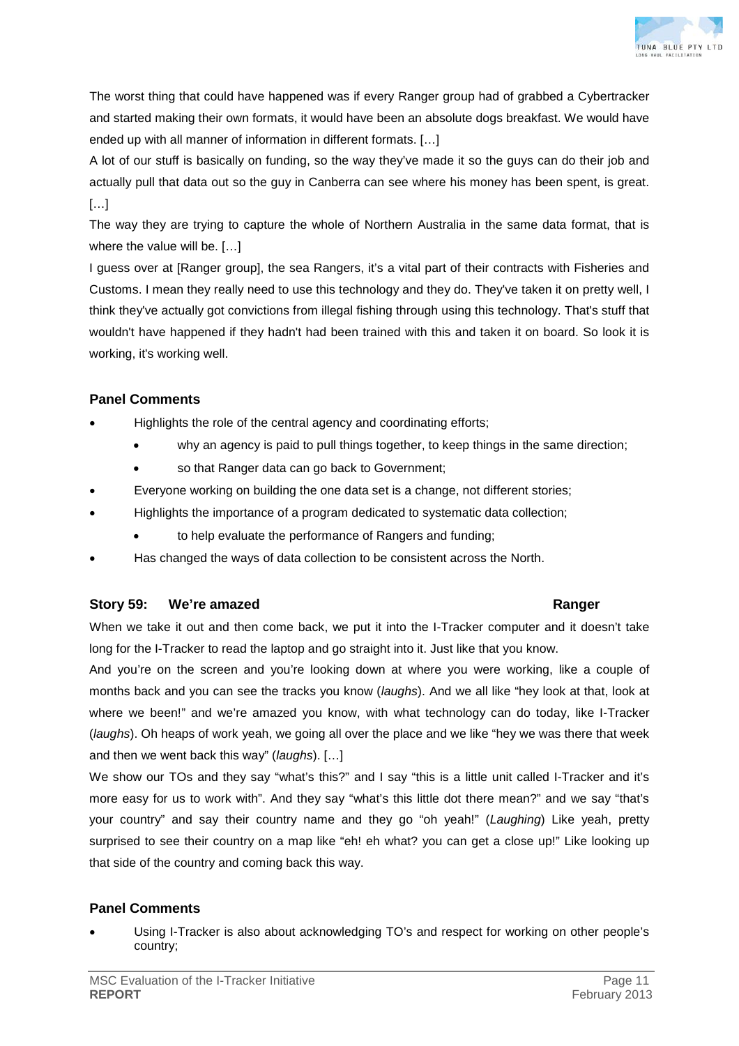The worst thing that could have happened was if every Ranger group had of grabbed a Cybertracker and started making their own formats, it would have been an absolute dogs breakfast. We would have ended up with all manner of information in different formats. […]

A lot of our stuff is basically on funding, so the way they've made it so the guys can do their job and actually pull that data out so the guy in Canberra can see where his money has been spent, is great. […]

The way they are trying to capture the whole of Northern Australia in the same data format, that is where the value will be. […]

I guess over at [Ranger group], the sea Rangers, it's a vital part of their contracts with Fisheries and Customs. I mean they really need to use this technology and they do. They've taken it on pretty well, I think they've actually got convictions from illegal fishing through using this technology. That's stuff that wouldn't have happened if they hadn't had been trained with this and taken it on board. So look it is working, it's working well.

### Panel Comments

- Highlights the role of the central agency and coordinating efforts;
  - why an agency is paid to pull things together, to keep things in the same direction;
  - so that Ranger data can go back to Government;
- Everyone working on building the one data set is a change, not different stories;
- Highlights the importance of a program dedicated to systematic data collection;
  - to help evaluate the performance of Rangers and funding;
- Has changed the ways of data collection to be consistent across the North.

### Story 59: We're amazed — Ranger

When we take it out and then come back, we put it into the I-Tracker computer and it doesn't take long for the I-Tracker to read the laptop and go straight into it. Just like that you know.

And you're on the screen and you're looking down at where you were working, like a couple of months back and you can see the tracks you know (*laughs*). And we all like "hey look at that, look at where we been!" and we're amazed you know, with what technology can do today, like I-Tracker (*laughs*). Oh heaps of work yeah, we going all over the place and we like "hey we was there that week and then we went back this way" (*laughs*). […]

We show our TOs and they say "what's this?" and I say "this is a little unit called I-Tracker and it's more easy for us to work with". And they say "what's this little dot there mean?" and we say "that's your country" and say their country name and they go "oh yeah!" (*Laughing*) Like yeah, pretty surprised to see their country on a map like "eh! eh what? you can get a close up!" Like looking up that side of the country and coming back this way.

### Panel Comments

- Using I-Tracker is also about acknowledging TO's and respect for working on other people's country;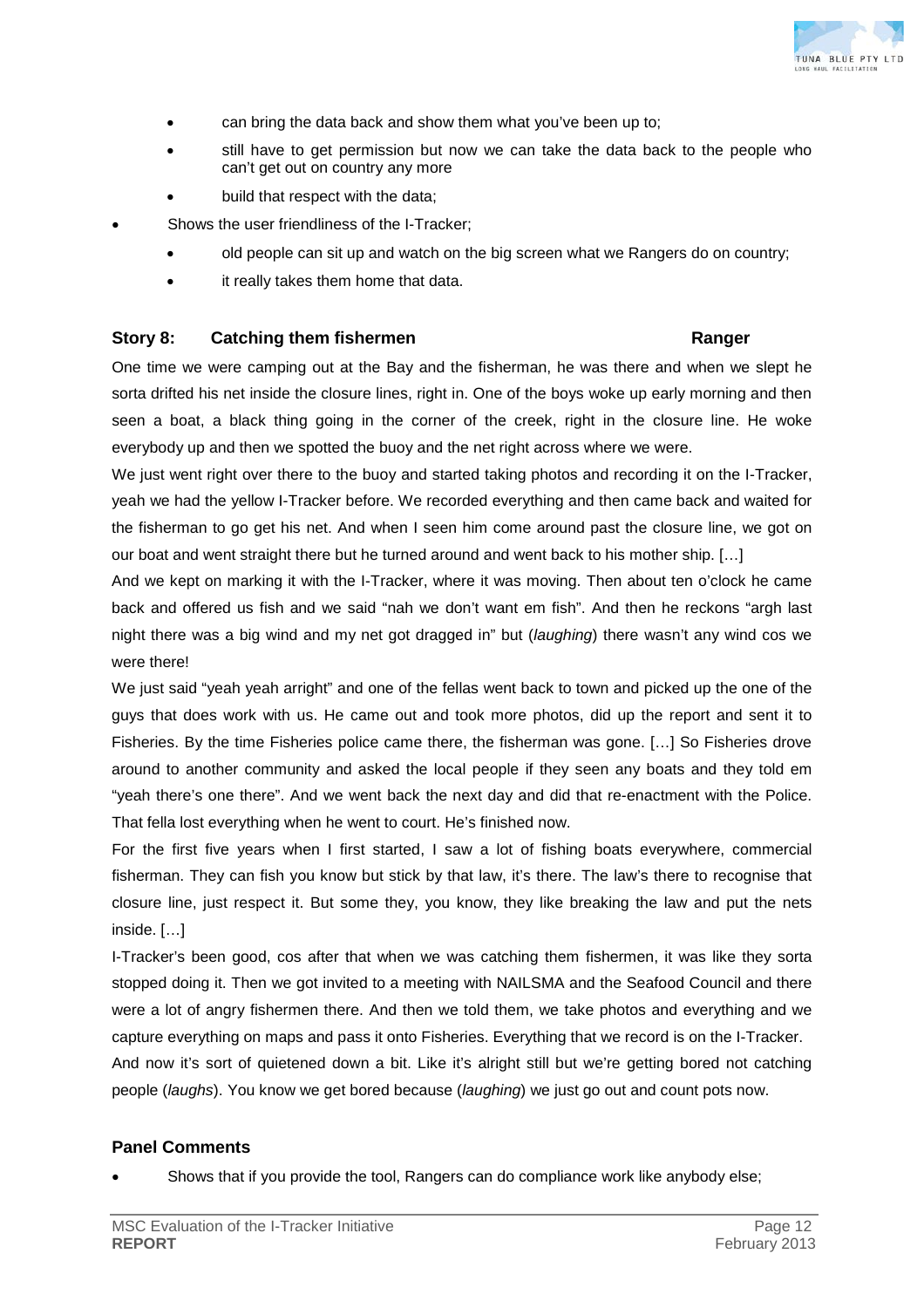- can bring the data back and show them what you've been up to;
    - still have to get permission but now we can take the data back to the people who can't get out on country any more
    - build that respect with the data;
- Shows the user friendliness of the I-Tracker;
    - old people can sit up and watch on the big screen what we Rangers do on country;
    - it really takes them home that data.

### Story 8: Catching them fishermen — Ranger

One time we were camping out at the Bay and the fisherman, he was there and when we slept he sorta drifted his net inside the closure lines, right in. One of the boys woke up early morning and then seen a boat, a black thing going in the corner of the creek, right in the closure line. He woke everybody up and then we spotted the buoy and the net right across where we were.

We just went right over there to the buoy and started taking photos and recording it on the I-Tracker, yeah we had the yellow I-Tracker before. We recorded everything and then came back and waited for the fisherman to go get his net. And when I seen him come around past the closure line, we got on our boat and went straight there but he turned around and went back to his mother ship. […]

And we kept on marking it with the I-Tracker, where it was moving. Then about ten o'clock he came back and offered us fish and we said "nah we don't want em fish". And then he reckons "argh last night there was a big wind and my net got dragged in" but (*laughing*) there wasn't any wind cos we were there!

We just said "yeah yeah arright" and one of the fellas went back to town and picked up the one of the guys that does work with us. He came out and took more photos, did up the report and sent it to Fisheries. By the time Fisheries police came there, the fisherman was gone. […] So Fisheries drove around to another community and asked the local people if they seen any boats and they told em "yeah there's one there". And we went back the next day and did that re-enactment with the Police. That fella lost everything when he went to court. He's finished now.

For the first five years when I first started, I saw a lot of fishing boats everywhere, commercial fisherman. They can fish you know but stick by that law, it's there. The law's there to recognise that closure line, just respect it. But some they, you know, they like breaking the law and put the nets inside. […]

I-Tracker's been good, cos after that when we was catching them fishermen, it was like they sorta stopped doing it. Then we got invited to a meeting with NAILSMA and the Seafood Council and there were a lot of angry fishermen there. And then we told them, we take photos and everything and we capture everything on maps and pass it onto Fisheries. Everything that we record is on the I-Tracker.

And now it's sort of quietened down a bit. Like it's alright still but we're getting bored not catching people (*laughs*). You know we get bored because (*laughing*) we just go out and count pots now.

### Panel Comments

- Shows that if you provide the tool, Rangers can do compliance work like anybody else;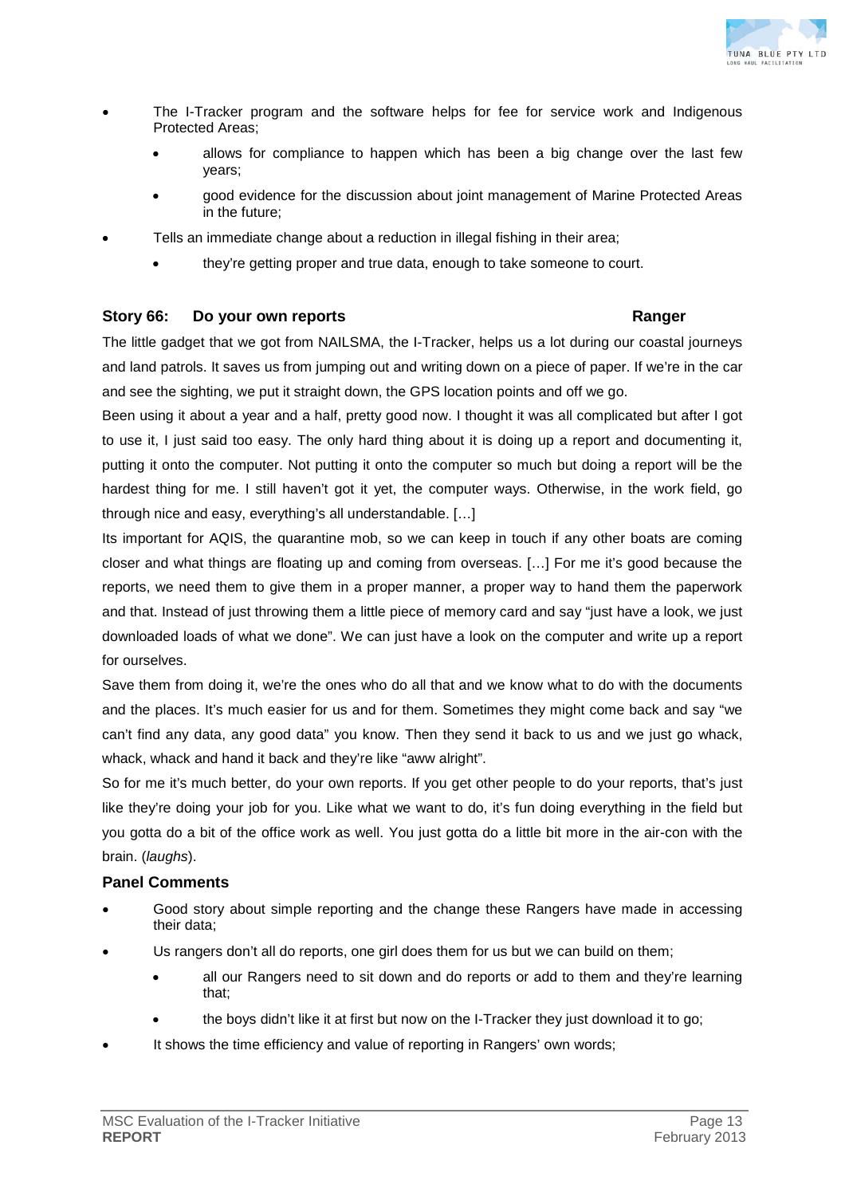- The I-Tracker program and the software helps for fee for service work and Indigenous Protected Areas;
  - allows for compliance to happen which has been a big change over the last few years;
  - good evidence for the discussion about joint management of Marine Protected Areas in the future;
- Tells an immediate change about a reduction in illegal fishing in their area;
  - they're getting proper and true data, enough to take someone to court.

### Story 66: Do your own reports — Ranger

The little gadget that we got from NAILSMA, the I-Tracker, helps us a lot during our coastal journeys and land patrols. It saves us from jumping out and writing down on a piece of paper. If we're in the car and see the sighting, we put it straight down, the GPS location points and off we go.

Been using it about a year and a half, pretty good now. I thought it was all complicated but after I got to use it, I just said too easy. The only hard thing about it is doing up a report and documenting it, putting it onto the computer. Not putting it onto the computer so much but doing a report will be the hardest thing for me. I still haven't got it yet, the computer ways. Otherwise, in the work field, go through nice and easy, everything's all understandable. […]

Its important for AQIS, the quarantine mob, so we can keep in touch if any other boats are coming closer and what things are floating up and coming from overseas. […] For me it's good because the reports, we need them to give them in a proper manner, a proper way to hand them the paperwork and that. Instead of just throwing them a little piece of memory card and say "just have a look, we just downloaded loads of what we done". We can just have a look on the computer and write up a report for ourselves.

Save them from doing it, we're the ones who do all that and we know what to do with the documents and the places. It's much easier for us and for them. Sometimes they might come back and say "we can't find any data, any good data" you know. Then they send it back to us and we just go whack, whack, whack and hand it back and they're like "aww alright".

So for me it's much better, do your own reports. If you get other people to do your reports, that's just like they're doing your job for you. Like what we want to do, it's fun doing everything in the field but you gotta do a bit of the office work as well. You just gotta do a little bit more in the air-con with the brain. (*laughs*).

#### Panel Comments

- Good story about simple reporting and the change these Rangers have made in accessing their data;
- Us rangers don't all do reports, one girl does them for us but we can build on them;
  - all our Rangers need to sit down and do reports or add to them and they're learning that;
  - the boys didn't like it at first but now on the I-Tracker they just download it to go;
- It shows the time efficiency and value of reporting in Rangers' own words;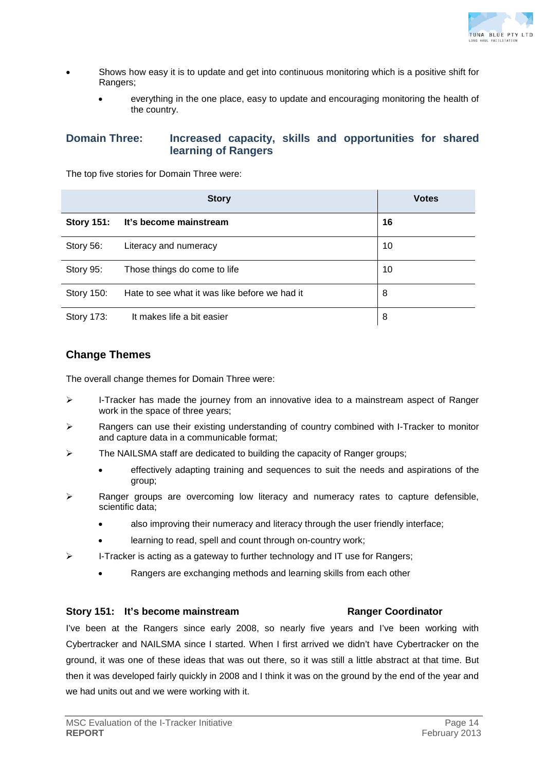- Shows how easy it is to update and get into continuous monitoring which is a positive shift for Rangers;
  - everything in the one place, easy to update and encouraging monitoring the health of the country.

## Domain Three: Increased capacity, skills and opportunities for shared learning of Rangers

The top five stories for Domain Three were:

| Story | | Votes |
|---|---|---|
| **Story 151:** | **It's become mainstream** | **16** |
| Story 56: | Literacy and numeracy | 10 |
| Story 95: | Those things do come to life | 10 |
| Story 150: | Hate to see what it was like before we had it | 8 |
| Story 173: | It makes life a bit easier | 8 |

### Change Themes

The overall change themes for Domain Three were:

- I-Tracker has made the journey from an innovative idea to a mainstream aspect of Ranger work in the space of three years;
- Rangers can use their existing understanding of country combined with I-Tracker to monitor and capture data in a communicable format;
- The NAILSMA staff are dedicated to building the capacity of Ranger groups;
  - effectively adapting training and sequences to suit the needs and aspirations of the group;
- Ranger groups are overcoming low literacy and numeracy rates to capture defensible, scientific data;
  - also improving their numeracy and literacy through the user friendly interface;
  - learning to read, spell and count through on-country work;
- I-Tracker is acting as a gateway to further technology and IT use for Rangers;
  - Rangers are exchanging methods and learning skills from each other

#### Story 151: It's become mainstream — Ranger Coordinator

I've been at the Rangers since early 2008, so nearly five years and I've been working with Cybertracker and NAILSMA since I started. When I first arrived we didn't have Cybertracker on the ground, it was one of these ideas that was out there, so it was still a little abstract at that time. But then it was developed fairly quickly in 2008 and I think it was on the ground by the end of the year and we had units out and we were working with it.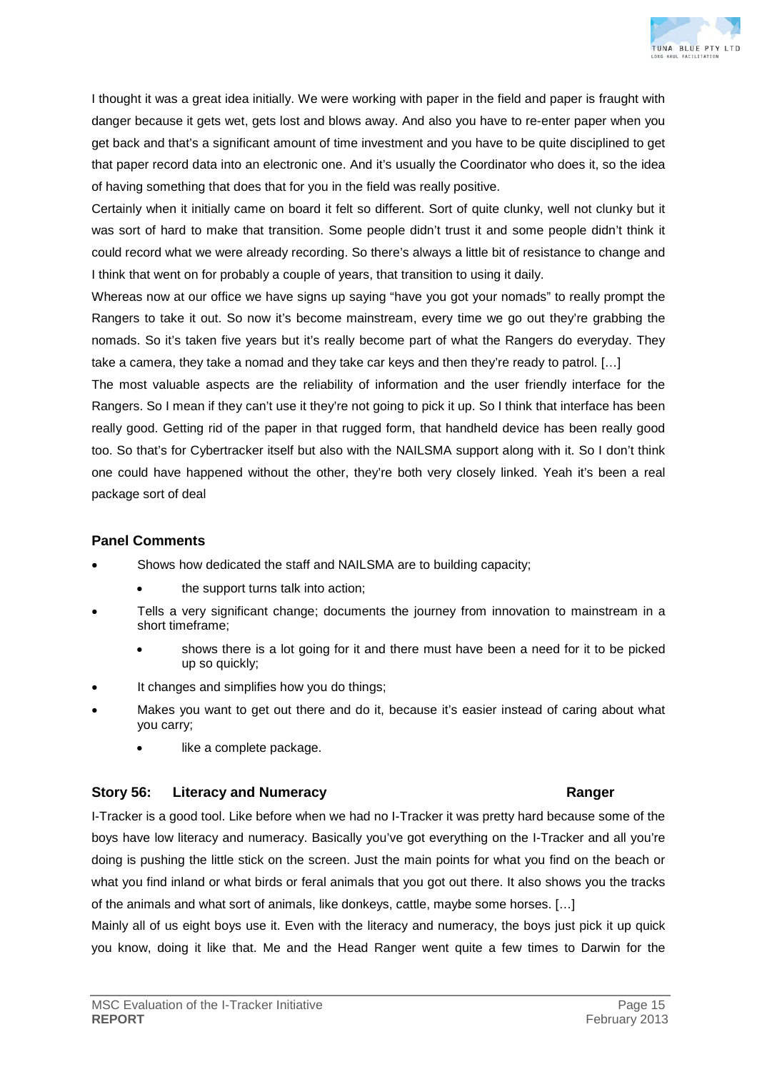I thought it was a great idea initially. We were working with paper in the field and paper is fraught with danger because it gets wet, gets lost and blows away. And also you have to re-enter paper when you get back and that's a significant amount of time investment and you have to be quite disciplined to get that paper record data into an electronic one. And it's usually the Coordinator who does it, so the idea of having something that does that for you in the field was really positive.

Certainly when it initially came on board it felt so different. Sort of quite clunky, well not clunky but it was sort of hard to make that transition. Some people didn't trust it and some people didn't think it could record what we were already recording. So there's always a little bit of resistance to change and I think that went on for probably a couple of years, that transition to using it daily.

Whereas now at our office we have signs up saying "have you got your nomads" to really prompt the Rangers to take it out. So now it's become mainstream, every time we go out they're grabbing the nomads. So it's taken five years but it's really become part of what the Rangers do everyday. They take a camera, they take a nomad and they take car keys and then they're ready to patrol. […]

The most valuable aspects are the reliability of information and the user friendly interface for the Rangers. So I mean if they can't use it they're not going to pick it up. So I think that interface has been really good. Getting rid of the paper in that rugged form, that handheld device has been really good too. So that's for Cybertracker itself but also with the NAILSMA support along with it. So I don't think one could have happened without the other, they're both very closely linked. Yeah it's been a real package sort of deal

### Panel Comments

- Shows how dedicated the staff and NAILSMA are to building capacity;
    - the support turns talk into action;
- Tells a very significant change; documents the journey from innovation to mainstream in a short timeframe;
    - shows there is a lot going for it and there must have been a need for it to be picked up so quickly;
- It changes and simplifies how you do things;
- Makes you want to get out there and do it, because it's easier instead of caring about what you carry;
    - like a complete package.

### Story 56: Literacy and Numeracy — Ranger

I-Tracker is a good tool. Like before when we had no I-Tracker it was pretty hard because some of the boys have low literacy and numeracy. Basically you've got everything on the I-Tracker and all you're doing is pushing the little stick on the screen. Just the main points for what you find on the beach or what you find inland or what birds or feral animals that you got out there. It also shows you the tracks of the animals and what sort of animals, like donkeys, cattle, maybe some horses. […]

Mainly all of us eight boys use it. Even with the literacy and numeracy, the boys just pick it up quick you know, doing it like that. Me and the Head Ranger went quite a few times to Darwin for the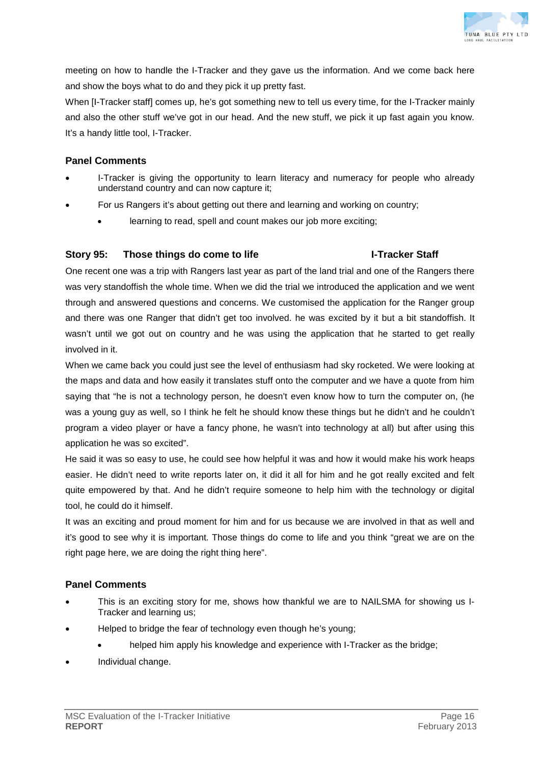meeting on how to handle the I-Tracker and they gave us the information. And we come back here and show the boys what to do and they pick it up pretty fast.

When [I-Tracker staff] comes up, he's got something new to tell us every time, for the I-Tracker mainly and also the other stuff we've got in our head. And the new stuff, we pick it up fast again you know. It's a handy little tool, I-Tracker.

### Panel Comments

- I-Tracker is giving the opportunity to learn literacy and numeracy for people who already understand country and can now capture it;
- For us Rangers it's about getting out there and learning and working on country;
  - learning to read, spell and count makes our job more exciting;

### Story 95: Those things do come to life — I-Tracker Staff

One recent one was a trip with Rangers last year as part of the land trial and one of the Rangers there was very standoffish the whole time. When we did the trial we introduced the application and we went through and answered questions and concerns. We customised the application for the Ranger group and there was one Ranger that didn't get too involved. he was excited by it but a bit standoffish. It wasn't until we got out on country and he was using the application that he started to get really involved in it.

When we came back you could just see the level of enthusiasm had sky rocketed. We were looking at the maps and data and how easily it translates stuff onto the computer and we have a quote from him saying that "he is not a technology person, he doesn't even know how to turn the computer on, (he was a young guy as well, so I think he felt he should know these things but he didn't and he couldn't program a video player or have a fancy phone, he wasn't into technology at all) but after using this application he was so excited".

He said it was so easy to use, he could see how helpful it was and how it would make his work heaps easier. He didn't need to write reports later on, it did it all for him and he got really excited and felt quite empowered by that. And he didn't require someone to help him with the technology or digital tool, he could do it himself.

It was an exciting and proud moment for him and for us because we are involved in that as well and it's good to see why it is important. Those things do come to life and you think "great we are on the right page here, we are doing the right thing here".

### Panel Comments

- This is an exciting story for me, shows how thankful we are to NAILSMA for showing us I-Tracker and learning us;
- Helped to bridge the fear of technology even though he's young;
  - helped him apply his knowledge and experience with I-Tracker as the bridge;
- Individual change.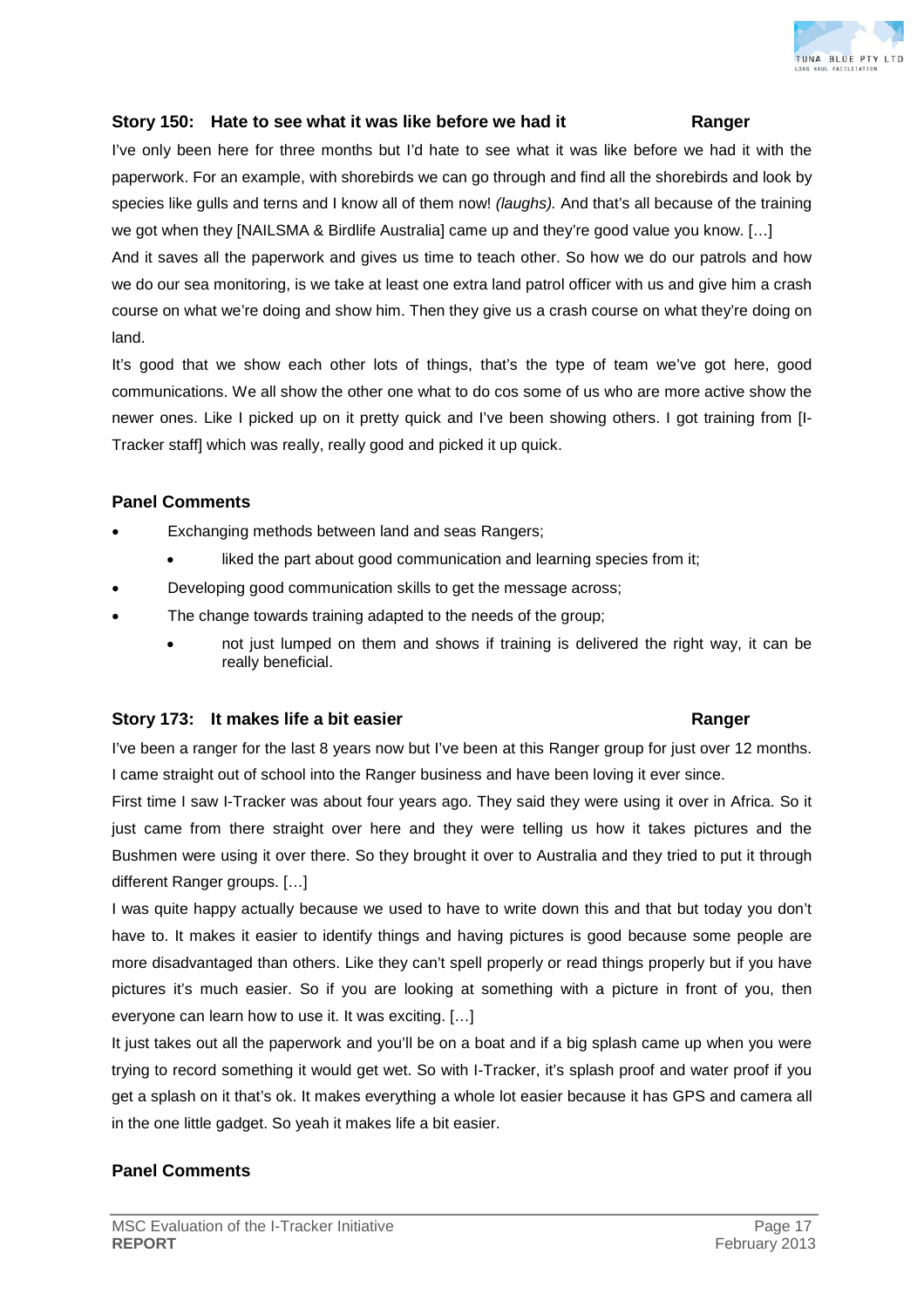### Story 150: Hate to see what it was like before we had it — Ranger

I've only been here for three months but I'd hate to see what it was like before we had it with the paperwork. For an example, with shorebirds we can go through and find all the shorebirds and look by species like gulls and terns and I know all of them now! *(laughs).* And that's all because of the training we got when they [NAILSMA & Birdlife Australia] came up and they're good value you know. […]

And it saves all the paperwork and gives us time to teach other. So how we do our patrols and how we do our sea monitoring, is we take at least one extra land patrol officer with us and give him a crash course on what we're doing and show him. Then they give us a crash course on what they're doing on land.

It's good that we show each other lots of things, that's the type of team we've got here, good communications. We all show the other one what to do cos some of us who are more active show the newer ones. Like I picked up on it pretty quick and I've been showing others. I got training from [I-Tracker staff] which was really, really good and picked it up quick.

#### Panel Comments

- Exchanging methods between land and seas Rangers;
  - liked the part about good communication and learning species from it;
- Developing good communication skills to get the message across;
- The change towards training adapted to the needs of the group;
  - not just lumped on them and shows if training is delivered the right way, it can be really beneficial.

### Story 173: It makes life a bit easier — Ranger

I've been a ranger for the last 8 years now but I've been at this Ranger group for just over 12 months. I came straight out of school into the Ranger business and have been loving it ever since.

First time I saw I-Tracker was about four years ago. They said they were using it over in Africa. So it just came from there straight over here and they were telling us how it takes pictures and the Bushmen were using it over there. So they brought it over to Australia and they tried to put it through different Ranger groups. […]

I was quite happy actually because we used to have to write down this and that but today you don't have to. It makes it easier to identify things and having pictures is good because some people are more disadvantaged than others. Like they can't spell properly or read things properly but if you have pictures it's much easier. So if you are looking at something with a picture in front of you, then everyone can learn how to use it. It was exciting. […]

It just takes out all the paperwork and you'll be on a boat and if a big splash came up when you were trying to record something it would get wet. So with I-Tracker, it's splash proof and water proof if you get a splash on it that's ok. It makes everything a whole lot easier because it has GPS and camera all in the one little gadget. So yeah it makes life a bit easier.

#### Panel Comments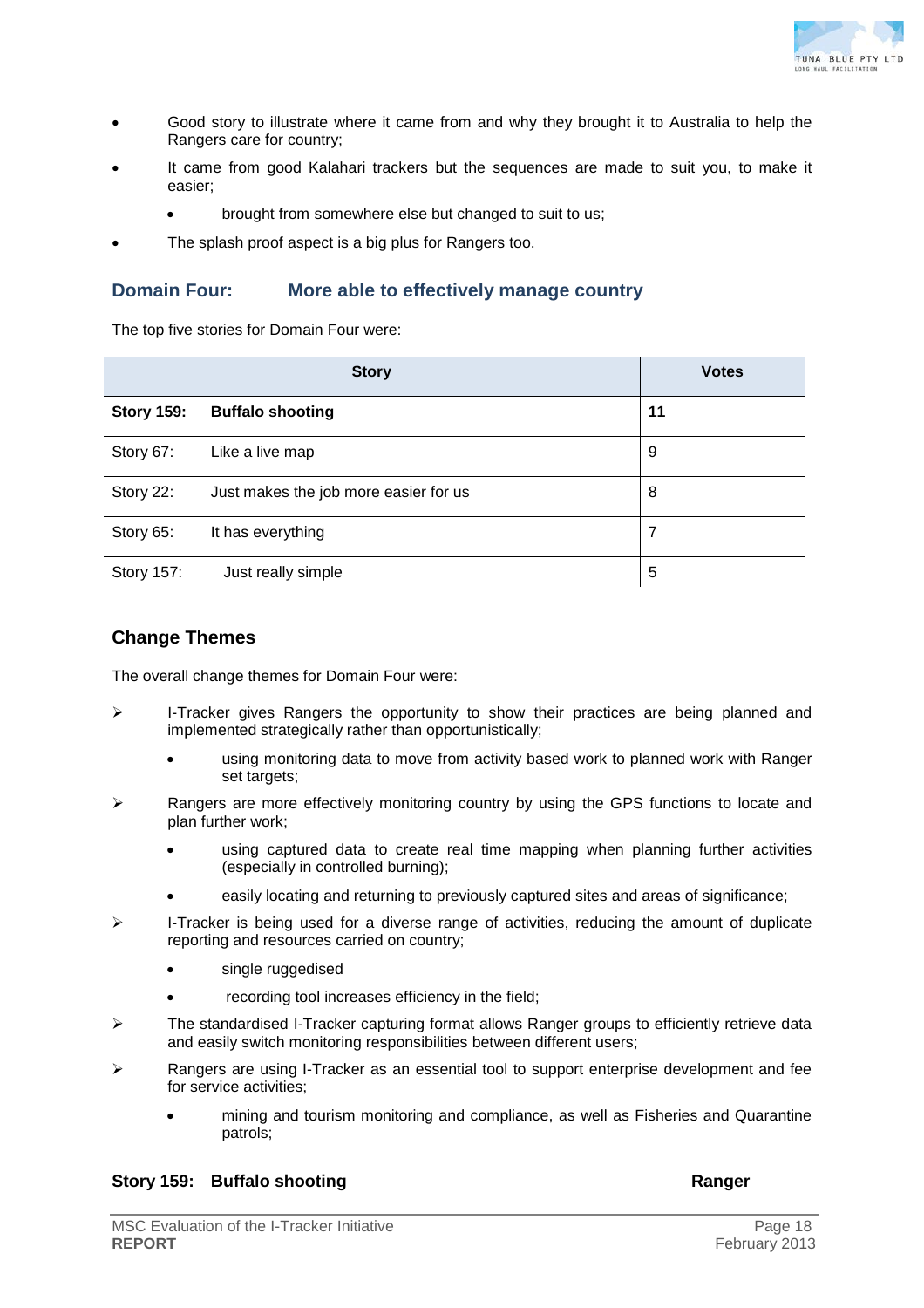- Good story to illustrate where it came from and why they brought it to Australia to help the Rangers care for country;
- It came from good Kalahari trackers but the sequences are made to suit you, to make it easier;
  - brought from somewhere else but changed to suit to us;
- The splash proof aspect is a big plus for Rangers too.

## Domain Four: More able to effectively manage country

The top five stories for Domain Four were:

| Story | | Votes |
|---|---|---|
| **Story 159:** | **Buffalo shooting** | **11** |
| Story 67: | Like a live map | 9 |
| Story 22: | Just makes the job more easier for us | 8 |
| Story 65: | It has everything | 7 |
| Story 157: | Just really simple | 5 |

### Change Themes

The overall change themes for Domain Four were:

- I-Tracker gives Rangers the opportunity to show their practices are being planned and implemented strategically rather than opportunistically;
  - using monitoring data to move from activity based work to planned work with Ranger set targets;
- Rangers are more effectively monitoring country by using the GPS functions to locate and plan further work;
  - using captured data to create real time mapping when planning further activities (especially in controlled burning);
  - easily locating and returning to previously captured sites and areas of significance;
- I-Tracker is being used for a diverse range of activities, reducing the amount of duplicate reporting and resources carried on country;
  - single ruggedised
  - recording tool increases efficiency in the field;
- The standardised I-Tracker capturing format allows Ranger groups to efficiently retrieve data and easily switch monitoring responsibilities between different users;
- Rangers are using I-Tracker as an essential tool to support enterprise development and fee for service activities;
  - mining and tourism monitoring and compliance, as well as Fisheries and Quarantine patrols;

**Story 159: Buffalo shooting** **Ranger**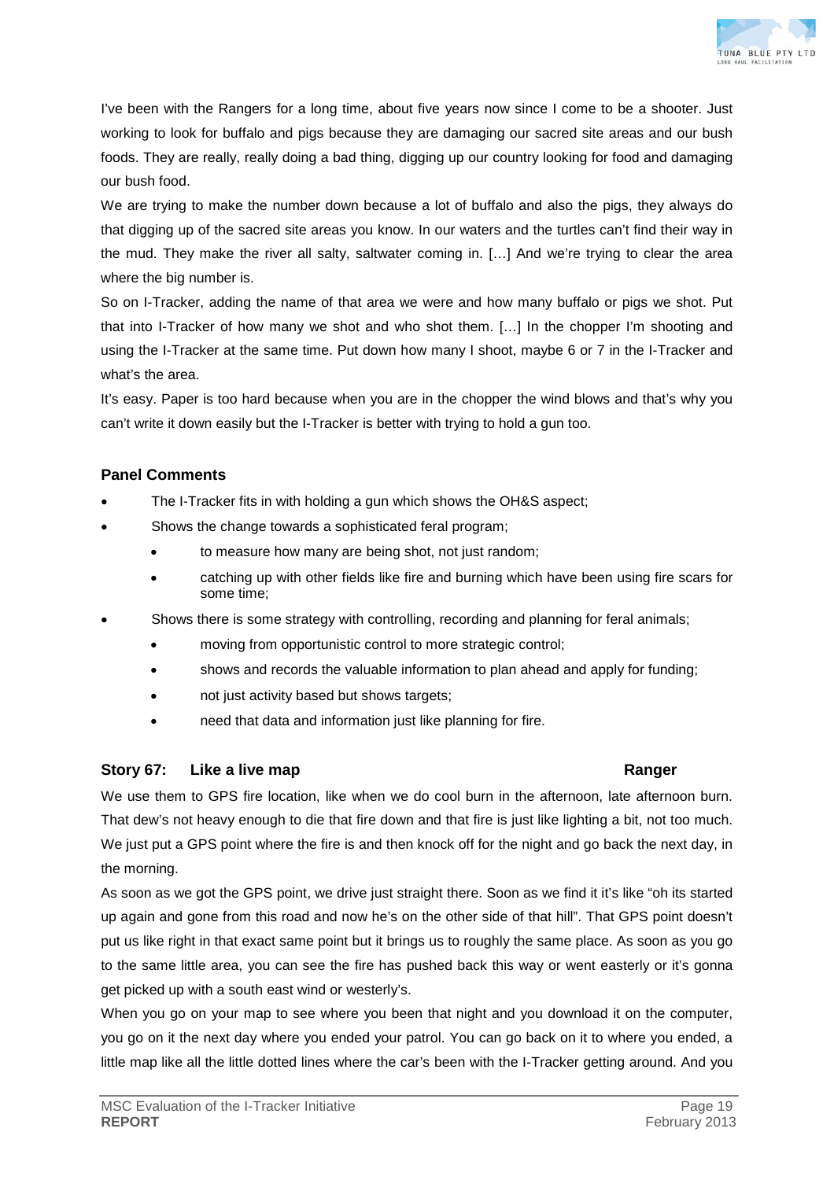I've been with the Rangers for a long time, about five years now since I come to be a shooter. Just working to look for buffalo and pigs because they are damaging our sacred site areas and our bush foods. They are really, really doing a bad thing, digging up our country looking for food and damaging our bush food.

We are trying to make the number down because a lot of buffalo and also the pigs, they always do that digging up of the sacred site areas you know. In our waters and the turtles can't find their way in the mud. They make the river all salty, saltwater coming in. […] And we're trying to clear the area where the big number is.

So on I-Tracker, adding the name of that area we were and how many buffalo or pigs we shot. Put that into I-Tracker of how many we shot and who shot them. […] In the chopper I'm shooting and using the I-Tracker at the same time. Put down how many I shoot, maybe 6 or 7 in the I-Tracker and what's the area.

It's easy. Paper is too hard because when you are in the chopper the wind blows and that's why you can't write it down easily but the I-Tracker is better with trying to hold a gun too.

### Panel Comments

- The I-Tracker fits in with holding a gun which shows the OH&S aspect;
- Shows the change towards a sophisticated feral program;
  - to measure how many are being shot, not just random;
  - catching up with other fields like fire and burning which have been using fire scars for some time;
- Shows there is some strategy with controlling, recording and planning for feral animals;
  - moving from opportunistic control to more strategic control;
  - shows and records the valuable information to plan ahead and apply for funding;
  - not just activity based but shows targets;
  - need that data and information just like planning for fire.

### Story 67: Like a live map — Ranger

We use them to GPS fire location, like when we do cool burn in the afternoon, late afternoon burn. That dew's not heavy enough to die that fire down and that fire is just like lighting a bit, not too much. We just put a GPS point where the fire is and then knock off for the night and go back the next day, in the morning.

As soon as we got the GPS point, we drive just straight there. Soon as we find it it's like "oh its started up again and gone from this road and now he's on the other side of that hill". That GPS point doesn't put us like right in that exact same point but it brings us to roughly the same place. As soon as you go to the same little area, you can see the fire has pushed back this way or went easterly or it's gonna get picked up with a south east wind or westerly's.

When you go on your map to see where you been that night and you download it on the computer, you go on it the next day where you ended your patrol. You can go back on it to where you ended, a little map like all the little dotted lines where the car's been with the I-Tracker getting around. And you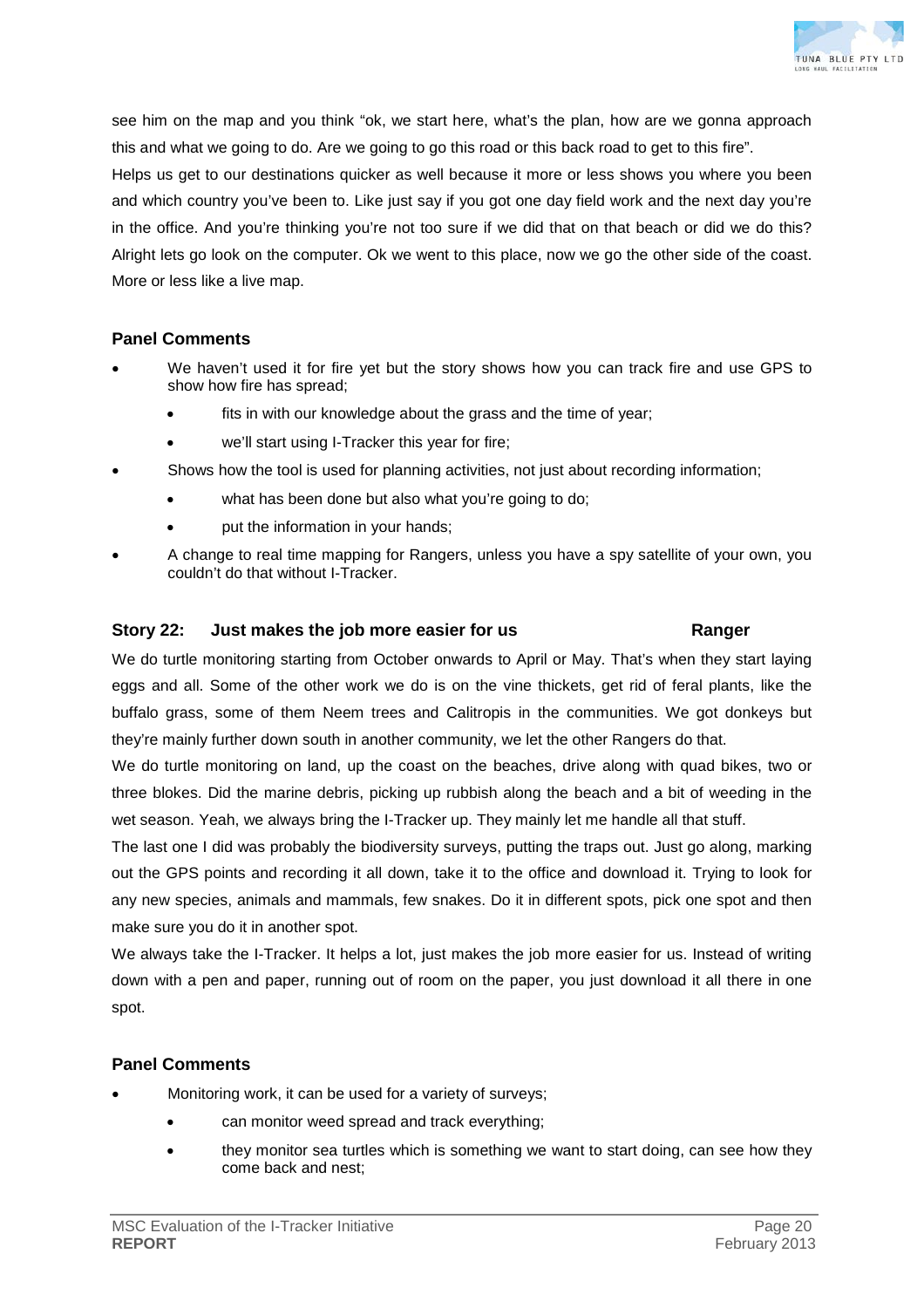see him on the map and you think "ok, we start here, what's the plan, how are we gonna approach this and what we going to do. Are we going to go this road or this back road to get to this fire".

Helps us get to our destinations quicker as well because it more or less shows you where you been and which country you've been to. Like just say if you got one day field work and the next day you're in the office. And you're thinking you're not too sure if we did that on that beach or did we do this? Alright lets go look on the computer. Ok we went to this place, now we go the other side of the coast. More or less like a live map.

### Panel Comments

- We haven't used it for fire yet but the story shows how you can track fire and use GPS to show how fire has spread;
  - fits in with our knowledge about the grass and the time of year;
  - we'll start using I-Tracker this year for fire;
- Shows how the tool is used for planning activities, not just about recording information;
  - what has been done but also what you're going to do;
  - put the information in your hands;
- A change to real time mapping for Rangers, unless you have a spy satellite of your own, you couldn't do that without I-Tracker.

### Story 22: Just makes the job more easier for us — Ranger

We do turtle monitoring starting from October onwards to April or May. That's when they start laying eggs and all. Some of the other work we do is on the vine thickets, get rid of feral plants, like the buffalo grass, some of them Neem trees and Calitropis in the communities. We got donkeys but they're mainly further down south in another community, we let the other Rangers do that.

We do turtle monitoring on land, up the coast on the beaches, drive along with quad bikes, two or three blokes. Did the marine debris, picking up rubbish along the beach and a bit of weeding in the wet season. Yeah, we always bring the I-Tracker up. They mainly let me handle all that stuff.

The last one I did was probably the biodiversity surveys, putting the traps out. Just go along, marking out the GPS points and recording it all down, take it to the office and download it. Trying to look for any new species, animals and mammals, few snakes. Do it in different spots, pick one spot and then make sure you do it in another spot.

We always take the I-Tracker. It helps a lot, just makes the job more easier for us. Instead of writing down with a pen and paper, running out of room on the paper, you just download it all there in one spot.

### Panel Comments

- Monitoring work, it can be used for a variety of surveys;
  - can monitor weed spread and track everything;
  - they monitor sea turtles which is something we want to start doing, can see how they come back and nest;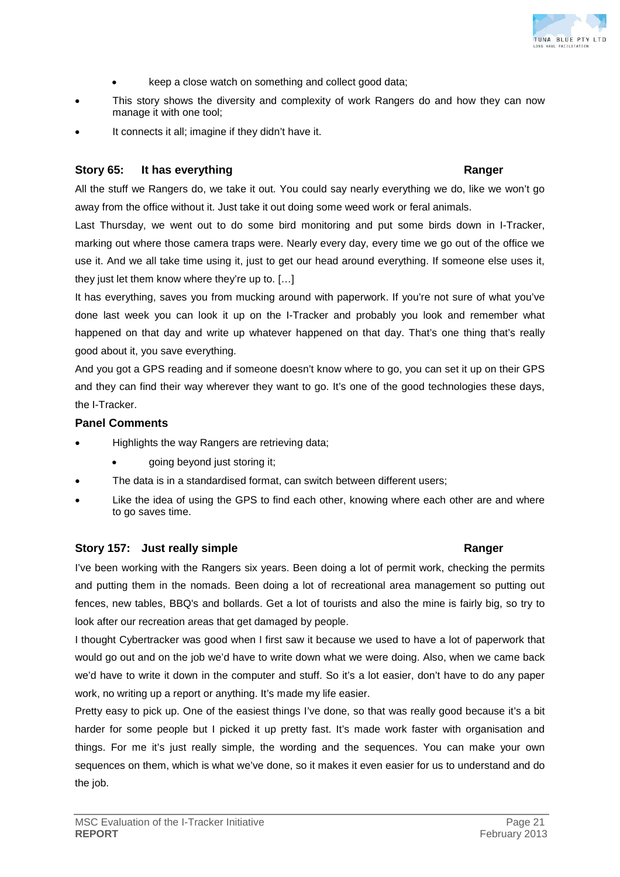- keep a close watch on something and collect good data;
- This story shows the diversity and complexity of work Rangers do and how they can now manage it with one tool;
- It connects it all; imagine if they didn't have it.

### Story 65: It has everything — Ranger

All the stuff we Rangers do, we take it out. You could say nearly everything we do, like we won't go away from the office without it. Just take it out doing some weed work or feral animals.

Last Thursday, we went out to do some bird monitoring and put some birds down in I-Tracker, marking out where those camera traps were. Nearly every day, every time we go out of the office we use it. And we all take time using it, just to get our head around everything. If someone else uses it, they just let them know where they're up to. […]

It has everything, saves you from mucking around with paperwork. If you're not sure of what you've done last week you can look it up on the I-Tracker and probably you look and remember what happened on that day and write up whatever happened on that day. That's one thing that's really good about it, you save everything.

And you got a GPS reading and if someone doesn't know where to go, you can set it up on their GPS and they can find their way wherever they want to go. It's one of the good technologies these days, the I-Tracker.

#### Panel Comments

- Highlights the way Rangers are retrieving data;
  - going beyond just storing it;
- The data is in a standardised format, can switch between different users;
- Like the idea of using the GPS to find each other, knowing where each other are and where to go saves time.

### Story 157: Just really simple — Ranger

I've been working with the Rangers six years. Been doing a lot of permit work, checking the permits and putting them in the nomads. Been doing a lot of recreational area management so putting out fences, new tables, BBQ's and bollards. Get a lot of tourists and also the mine is fairly big, so try to look after our recreation areas that get damaged by people.

I thought Cybertracker was good when I first saw it because we used to have a lot of paperwork that would go out and on the job we'd have to write down what we were doing. Also, when we came back we'd have to write it down in the computer and stuff. So it's a lot easier, don't have to do any paper work, no writing up a report or anything. It's made my life easier.

Pretty easy to pick up. One of the easiest things I've done, so that was really good because it's a bit harder for some people but I picked it up pretty fast. It's made work faster with organisation and things. For me it's just really simple, the wording and the sequences. You can make your own sequences on them, which is what we've done, so it makes it even easier for us to understand and do the job.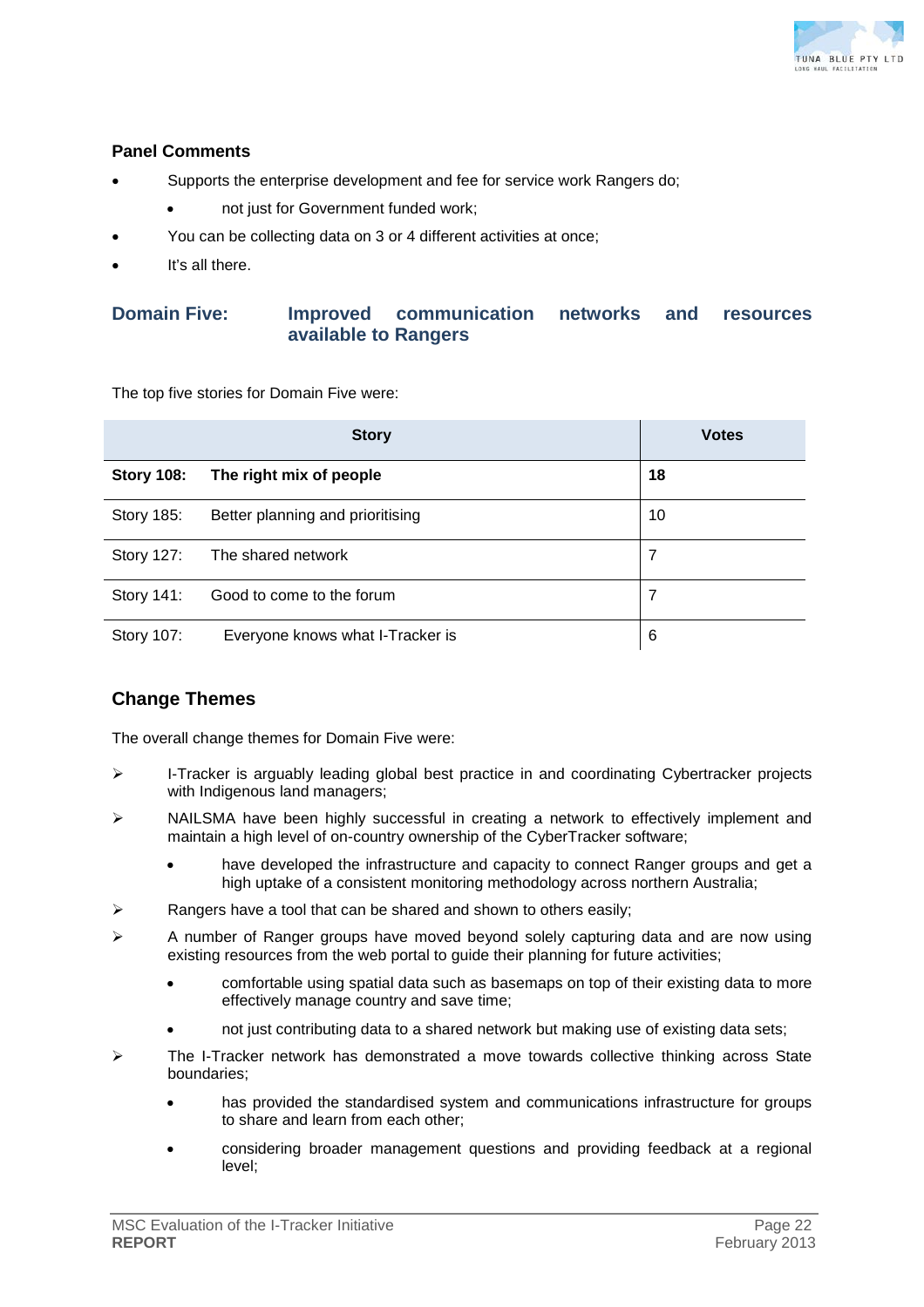### Panel Comments

- Supports the enterprise development and fee for service work Rangers do;
    - not just for Government funded work;
- You can be collecting data on 3 or 4 different activities at once;
- It's all there.

## Domain Five: Improved communication networks and resources available to Rangers

The top five stories for Domain Five were:

| Story | | Votes |
|---|---|---|
| **Story 108:** | **The right mix of people** | **18** |
| Story 185: | Better planning and prioritising | 10 |
| Story 127: | The shared network | 7 |
| Story 141: | Good to come to the forum | 7 |
| Story 107: | Everyone knows what I-Tracker is | 6 |

### Change Themes

The overall change themes for Domain Five were:

- I-Tracker is arguably leading global best practice in and coordinating Cybertracker projects with Indigenous land managers;
- NAILSMA have been highly successful in creating a network to effectively implement and maintain a high level of on-country ownership of the CyberTracker software;
    - have developed the infrastructure and capacity to connect Ranger groups and get a high uptake of a consistent monitoring methodology across northern Australia;
- Rangers have a tool that can be shared and shown to others easily;
- A number of Ranger groups have moved beyond solely capturing data and are now using existing resources from the web portal to guide their planning for future activities;
    - comfortable using spatial data such as basemaps on top of their existing data to more effectively manage country and save time;
    - not just contributing data to a shared network but making use of existing data sets;
- The I-Tracker network has demonstrated a move towards collective thinking across State boundaries;
    - has provided the standardised system and communications infrastructure for groups to share and learn from each other;
    - considering broader management questions and providing feedback at a regional level;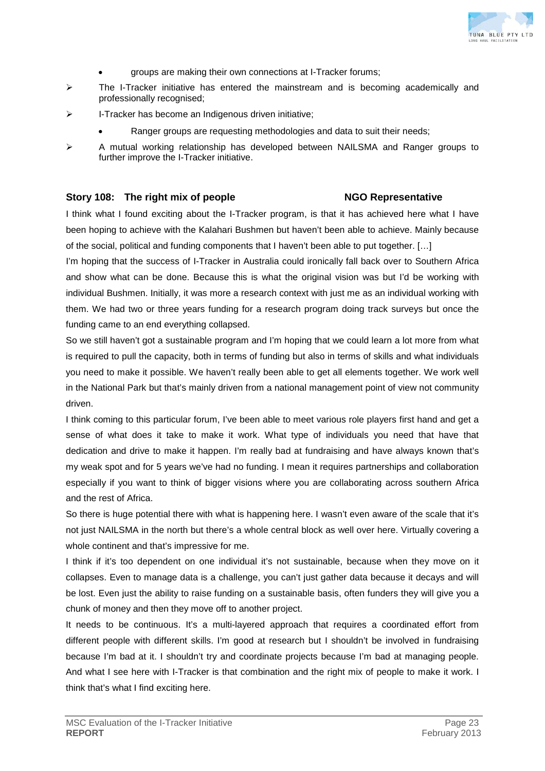- groups are making their own connections at I-Tracker forums;
- The I-Tracker initiative has entered the mainstream and is becoming academically and professionally recognised;
- I-Tracker has become an Indigenous driven initiative;
    - Ranger groups are requesting methodologies and data to suit their needs;
- A mutual working relationship has developed between NAILSMA and Ranger groups to further improve the I-Tracker initiative.

### Story 108: The right mix of people — NGO Representative

I think what I found exciting about the I-Tracker program, is that it has achieved here what I have been hoping to achieve with the Kalahari Bushmen but haven't been able to achieve. Mainly because of the social, political and funding components that I haven't been able to put together. […]

I'm hoping that the success of I-Tracker in Australia could ironically fall back over to Southern Africa and show what can be done. Because this is what the original vision was but I'd be working with individual Bushmen. Initially, it was more a research context with just me as an individual working with them. We had two or three years funding for a research program doing track surveys but once the funding came to an end everything collapsed.

So we still haven't got a sustainable program and I'm hoping that we could learn a lot more from what is required to pull the capacity, both in terms of funding but also in terms of skills and what individuals you need to make it possible. We haven't really been able to get all elements together. We work well in the National Park but that's mainly driven from a national management point of view not community driven.

I think coming to this particular forum, I've been able to meet various role players first hand and get a sense of what does it take to make it work. What type of individuals you need that have that dedication and drive to make it happen. I'm really bad at fundraising and have always known that's my weak spot and for 5 years we've had no funding. I mean it requires partnerships and collaboration especially if you want to think of bigger visions where you are collaborating across southern Africa and the rest of Africa.

So there is huge potential there with what is happening here. I wasn't even aware of the scale that it's not just NAILSMA in the north but there's a whole central block as well over here. Virtually covering a whole continent and that's impressive for me.

I think if it's too dependent on one individual it's not sustainable, because when they move on it collapses. Even to manage data is a challenge, you can't just gather data because it decays and will be lost. Even just the ability to raise funding on a sustainable basis, often funders they will give you a chunk of money and then they move off to another project.

It needs to be continuous. It's a multi-layered approach that requires a coordinated effort from different people with different skills. I'm good at research but I shouldn't be involved in fundraising because I'm bad at it. I shouldn't try and coordinate projects because I'm bad at managing people. And what I see here with I-Tracker is that combination and the right mix of people to make it work. I think that's what I find exciting here.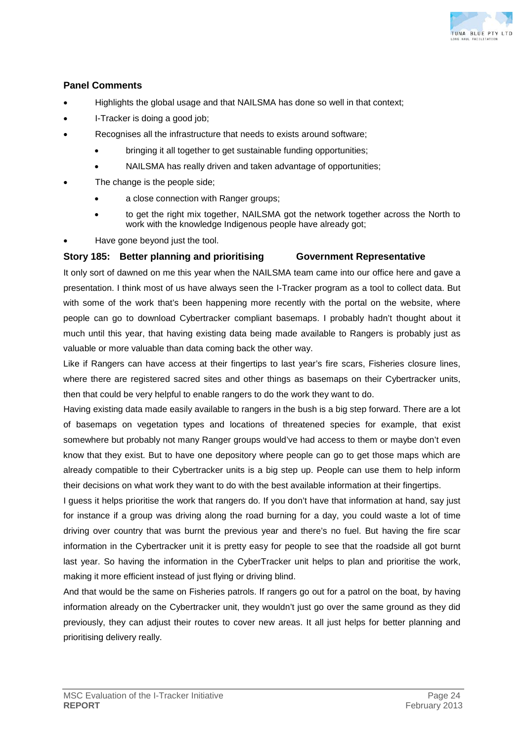### Panel Comments

- Highlights the global usage and that NAILSMA has done so well in that context;
- I-Tracker is doing a good job;
- Recognises all the infrastructure that needs to exists around software;
  - bringing it all together to get sustainable funding opportunities;
  - NAILSMA has really driven and taken advantage of opportunities;
- The change is the people side;
  - a close connection with Ranger groups;
  - to get the right mix together, NAILSMA got the network together across the North to work with the knowledge Indigenous people have already got;
- Have gone beyond just the tool.

### Story 185: Better planning and prioritising — Government Representative

It only sort of dawned on me this year when the NAILSMA team came into our office here and gave a presentation. I think most of us have always seen the I-Tracker program as a tool to collect data. But with some of the work that's been happening more recently with the portal on the website, where people can go to download Cybertracker compliant basemaps. I probably hadn't thought about it much until this year, that having existing data being made available to Rangers is probably just as valuable or more valuable than data coming back the other way.

Like if Rangers can have access at their fingertips to last year's fire scars, Fisheries closure lines, where there are registered sacred sites and other things as basemaps on their Cybertracker units, then that could be very helpful to enable rangers to do the work they want to do.

Having existing data made easily available to rangers in the bush is a big step forward. There are a lot of basemaps on vegetation types and locations of threatened species for example, that exist somewhere but probably not many Ranger groups would've had access to them or maybe don't even know that they exist. But to have one depository where people can go to get those maps which are already compatible to their Cybertracker units is a big step up. People can use them to help inform their decisions on what work they want to do with the best available information at their fingertips.

I guess it helps prioritise the work that rangers do. If you don't have that information at hand, say just for instance if a group was driving along the road burning for a day, you could waste a lot of time driving over country that was burnt the previous year and there's no fuel. But having the fire scar information in the Cybertracker unit it is pretty easy for people to see that the roadside all got burnt last year. So having the information in the CyberTracker unit helps to plan and prioritise the work, making it more efficient instead of just flying or driving blind.

And that would be the same on Fisheries patrols. If rangers go out for a patrol on the boat, by having information already on the Cybertracker unit, they wouldn't just go over the same ground as they did previously, they can adjust their routes to cover new areas. It all just helps for better planning and prioritising delivery really.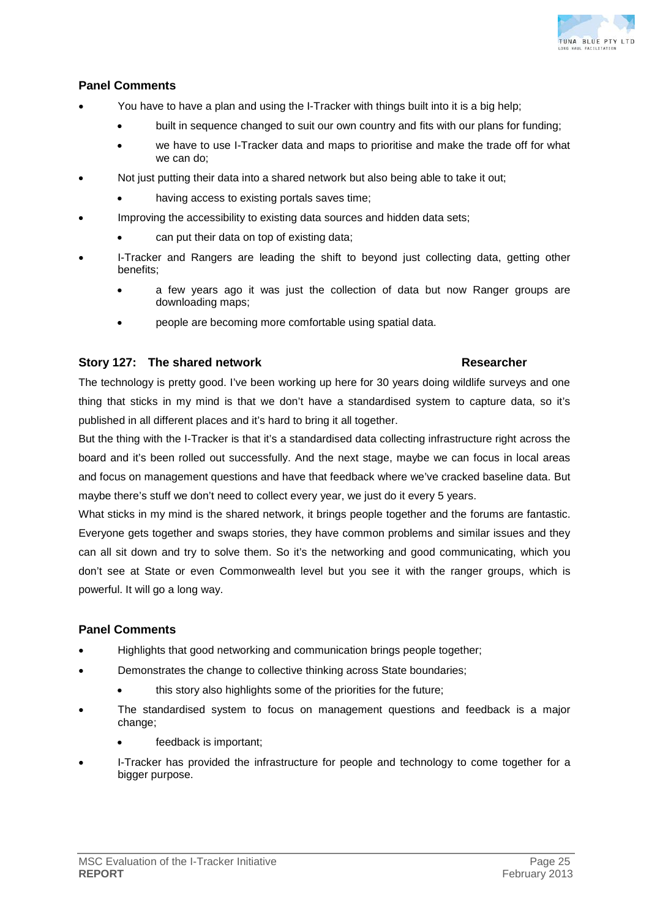### Panel Comments

- You have to have a plan and using the I-Tracker with things built into it is a big help;
    - built in sequence changed to suit our own country and fits with our plans for funding;
    - we have to use I-Tracker data and maps to prioritise and make the trade off for what we can do;
- Not just putting their data into a shared network but also being able to take it out;
    - having access to existing portals saves time;
- Improving the accessibility to existing data sources and hidden data sets;
    - can put their data on top of existing data;
- I-Tracker and Rangers are leading the shift to beyond just collecting data, getting other benefits;
    - a few years ago it was just the collection of data but now Ranger groups are downloading maps;
    - people are becoming more comfortable using spatial data.

### Story 127: The shared network — Researcher

The technology is pretty good. I've been working up here for 30 years doing wildlife surveys and one thing that sticks in my mind is that we don't have a standardised system to capture data, so it's published in all different places and it's hard to bring it all together.

But the thing with the I-Tracker is that it's a standardised data collecting infrastructure right across the board and it's been rolled out successfully. And the next stage, maybe we can focus in local areas and focus on management questions and have that feedback where we've cracked baseline data. But maybe there's stuff we don't need to collect every year, we just do it every 5 years.

What sticks in my mind is the shared network, it brings people together and the forums are fantastic. Everyone gets together and swaps stories, they have common problems and similar issues and they can all sit down and try to solve them. So it's the networking and good communicating, which you don't see at State or even Commonwealth level but you see it with the ranger groups, which is powerful. It will go a long way.

### Panel Comments

- Highlights that good networking and communication brings people together;
- Demonstrates the change to collective thinking across State boundaries;
    - this story also highlights some of the priorities for the future;
- The standardised system to focus on management questions and feedback is a major change;
    - feedback is important;
- I-Tracker has provided the infrastructure for people and technology to come together for a bigger purpose.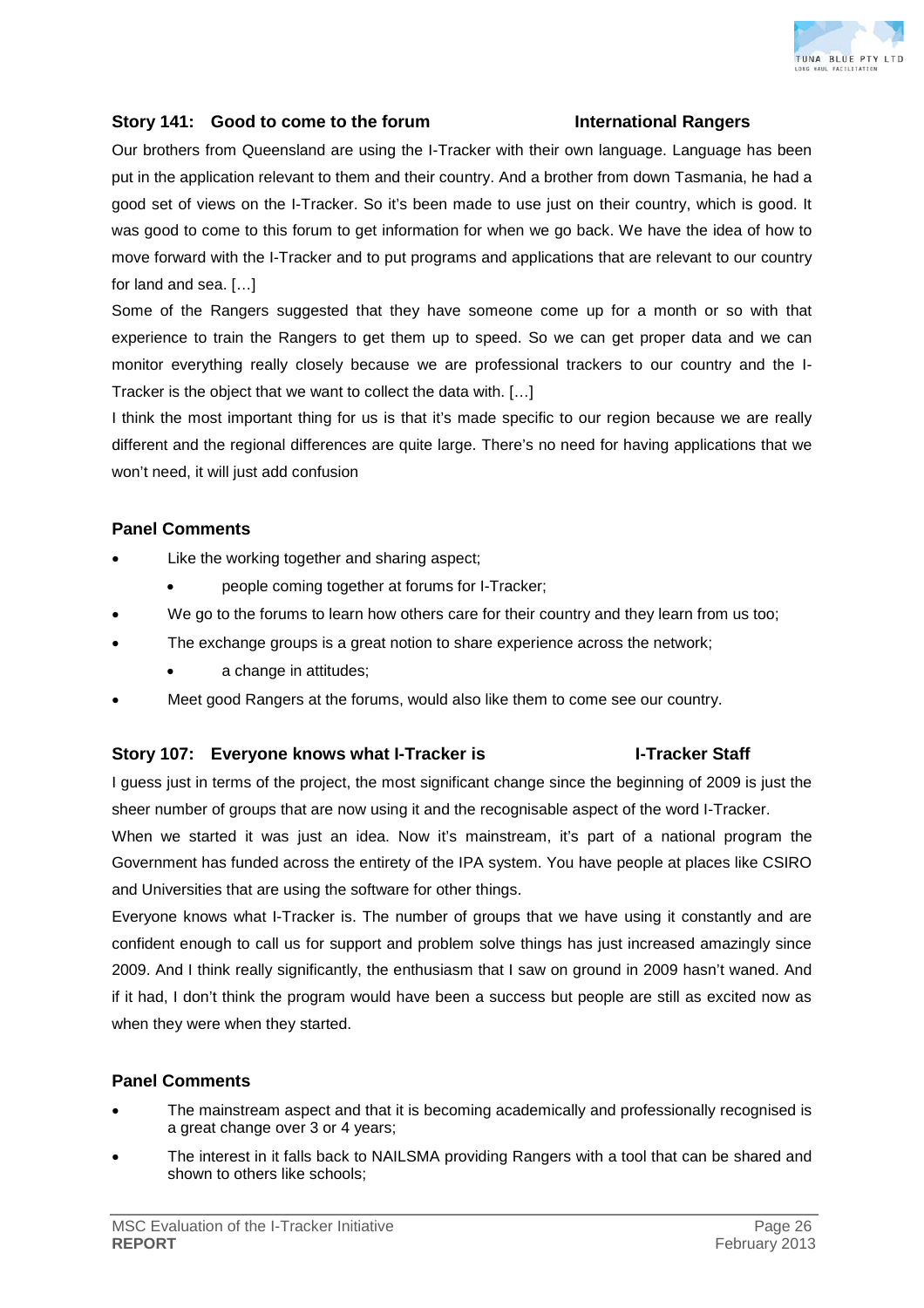### Story 141: Good to come to the forum — International Rangers

Our brothers from Queensland are using the I-Tracker with their own language. Language has been put in the application relevant to them and their country. And a brother from down Tasmania, he had a good set of views on the I-Tracker. So it's been made to use just on their country, which is good. It was good to come to this forum to get information for when we go back. We have the idea of how to move forward with the I-Tracker and to put programs and applications that are relevant to our country for land and sea. […]

Some of the Rangers suggested that they have someone come up for a month or so with that experience to train the Rangers to get them up to speed. So we can get proper data and we can monitor everything really closely because we are professional trackers to our country and the I-Tracker is the object that we want to collect the data with. […]

I think the most important thing for us is that it's made specific to our region because we are really different and the regional differences are quite large. There's no need for having applications that we won't need, it will just add confusion

#### Panel Comments

- Like the working together and sharing aspect;
  - people coming together at forums for I-Tracker;
- We go to the forums to learn how others care for their country and they learn from us too;
- The exchange groups is a great notion to share experience across the network;
  - a change in attitudes;
- Meet good Rangers at the forums, would also like them to come see our country.

### Story 107: Everyone knows what I-Tracker is — I-Tracker Staff

I guess just in terms of the project, the most significant change since the beginning of 2009 is just the sheer number of groups that are now using it and the recognisable aspect of the word I-Tracker.

When we started it was just an idea. Now it's mainstream, it's part of a national program the Government has funded across the entirety of the IPA system. You have people at places like CSIRO and Universities that are using the software for other things.

Everyone knows what I-Tracker is. The number of groups that we have using it constantly and are confident enough to call us for support and problem solve things has just increased amazingly since 2009. And I think really significantly, the enthusiasm that I saw on ground in 2009 hasn't waned. And if it had, I don't think the program would have been a success but people are still as excited now as when they were when they started.

#### Panel Comments

- The mainstream aspect and that it is becoming academically and professionally recognised is a great change over 3 or 4 years;
- The interest in it falls back to NAILSMA providing Rangers with a tool that can be shared and shown to others like schools;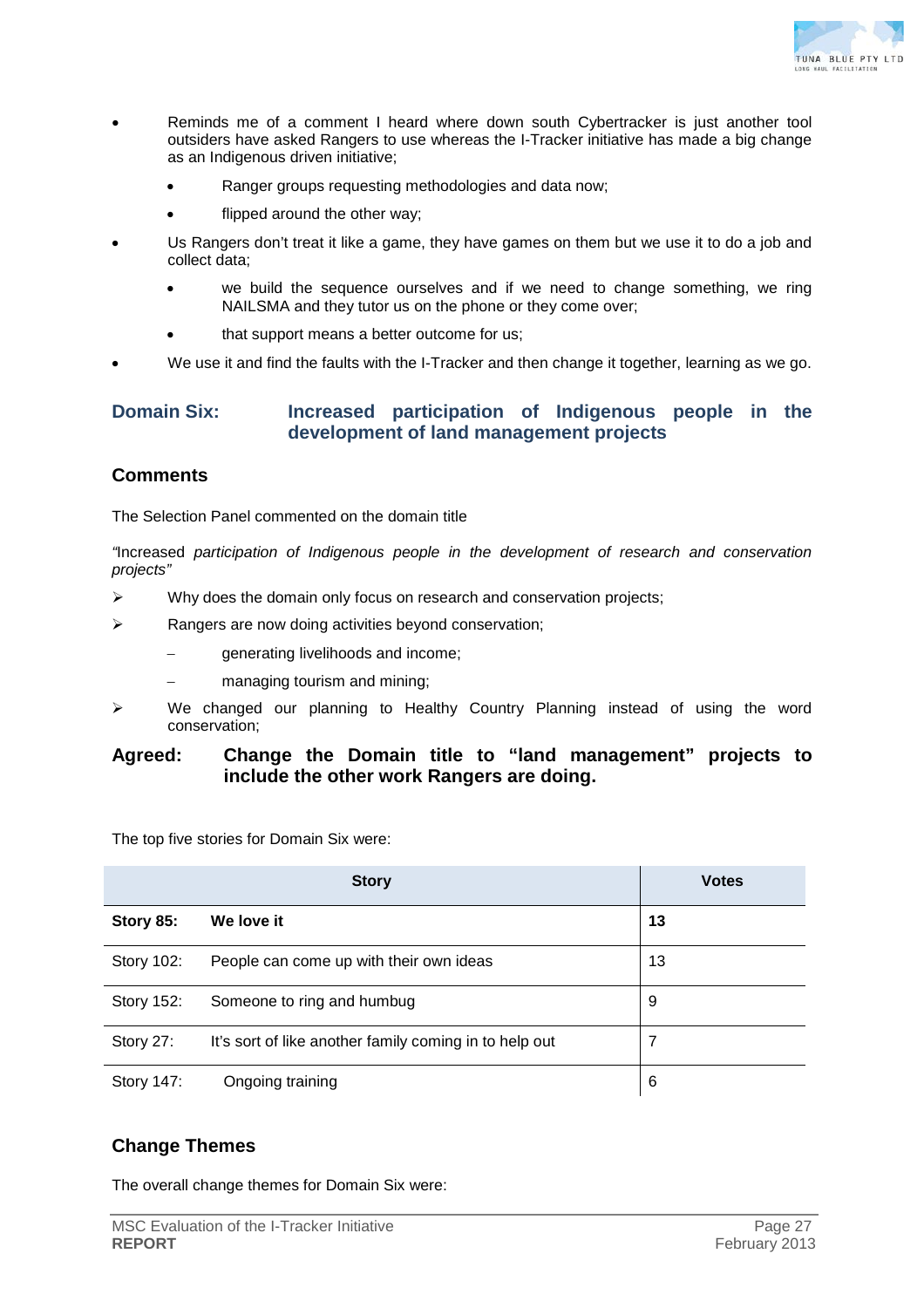- Reminds me of a comment I heard where down south Cybertracker is just another tool outsiders have asked Rangers to use whereas the I-Tracker initiative has made a big change as an Indigenous driven initiative;
  - Ranger groups requesting methodologies and data now;
  - flipped around the other way;
- Us Rangers don't treat it like a game, they have games on them but we use it to do a job and collect data;
  - we build the sequence ourselves and if we need to change something, we ring NAILSMA and they tutor us on the phone or they come over;
  - that support means a better outcome for us;
- We use it and find the faults with the I-Tracker and then change it together, learning as we go.

## Domain Six: Increased participation of Indigenous people in the development of land management projects

### Comments

The Selection Panel commented on the domain title

*"Increased participation of Indigenous people in the development of research and conservation projects"*

- Why does the domain only focus on research and conservation projects;
- Rangers are now doing activities beyond conservation;
  - generating livelihoods and income;
  - managing tourism and mining;
- We changed our planning to Healthy Country Planning instead of using the word conservation;

**Agreed: Change the Domain title to "land management" projects to include the other work Rangers are doing.**

The top five stories for Domain Six were:

| Story | | Votes |
|---|---|---|
| **Story 85:** | **We love it** | **13** |
| Story 102: | People can come up with their own ideas | 13 |
| Story 152: | Someone to ring and humbug | 9 |
| Story 27: | It's sort of like another family coming in to help out | 7 |
| Story 147: | Ongoing training | 6 |

### Change Themes

The overall change themes for Domain Six were: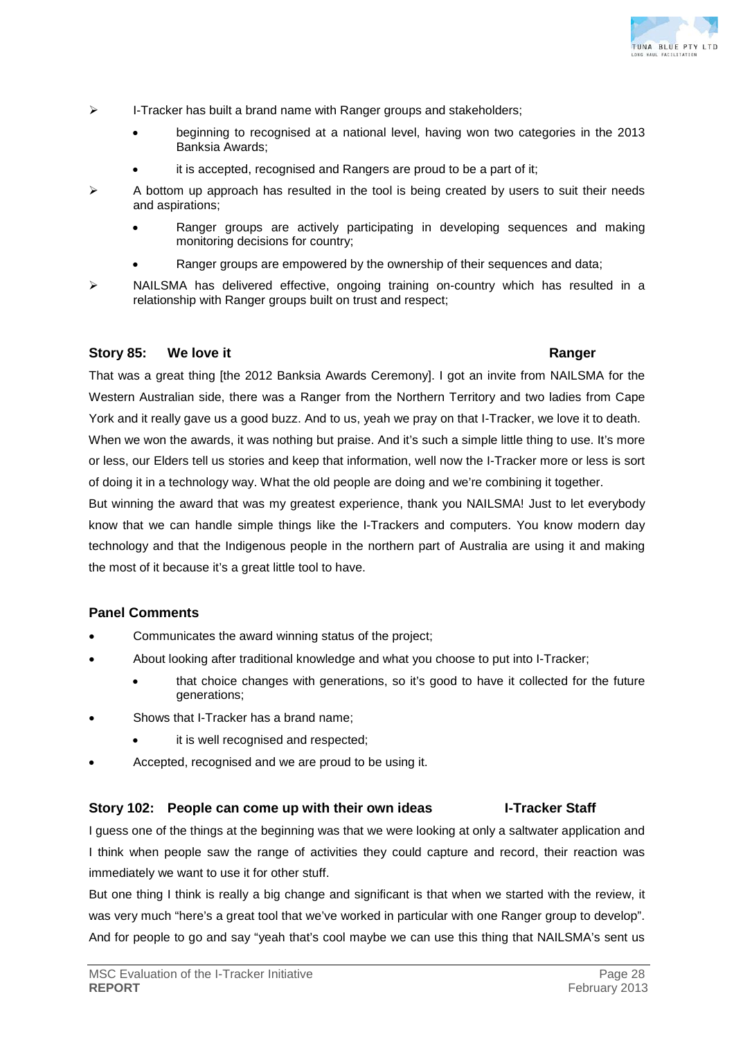- I-Tracker has built a brand name with Ranger groups and stakeholders;
  - beginning to recognised at a national level, having won two categories in the 2013 Banksia Awards;
  - it is accepted, recognised and Rangers are proud to be a part of it;
- A bottom up approach has resulted in the tool is being created by users to suit their needs and aspirations;
  - Ranger groups are actively participating in developing sequences and making monitoring decisions for country;
  - Ranger groups are empowered by the ownership of their sequences and data;
- NAILSMA has delivered effective, ongoing training on-country which has resulted in a relationship with Ranger groups built on trust and respect;

### Story 85: We love it — Ranger

That was a great thing [the 2012 Banksia Awards Ceremony]. I got an invite from NAILSMA for the Western Australian side, there was a Ranger from the Northern Territory and two ladies from Cape York and it really gave us a good buzz. And to us, yeah we pray on that I-Tracker, we love it to death. When we won the awards, it was nothing but praise. And it's such a simple little thing to use. It's more or less, our Elders tell us stories and keep that information, well now the I-Tracker more or less is sort of doing it in a technology way. What the old people are doing and we're combining it together.

But winning the award that was my greatest experience, thank you NAILSMA! Just to let everybody know that we can handle simple things like the I-Trackers and computers. You know modern day technology and that the Indigenous people in the northern part of Australia are using it and making the most of it because it's a great little tool to have.

#### Panel Comments

- Communicates the award winning status of the project;
- About looking after traditional knowledge and what you choose to put into I-Tracker;
  - that choice changes with generations, so it's good to have it collected for the future generations;
- Shows that I-Tracker has a brand name;
  - it is well recognised and respected;
- Accepted, recognised and we are proud to be using it.

### Story 102: People can come up with their own ideas — I-Tracker Staff

I guess one of the things at the beginning was that we were looking at only a saltwater application and I think when people saw the range of activities they could capture and record, their reaction was immediately we want to use it for other stuff.

But one thing I think is really a big change and significant is that when we started with the review, it was very much "here's a great tool that we've worked in particular with one Ranger group to develop". And for people to go and say "yeah that's cool maybe we can use this thing that NAILSMA's sent us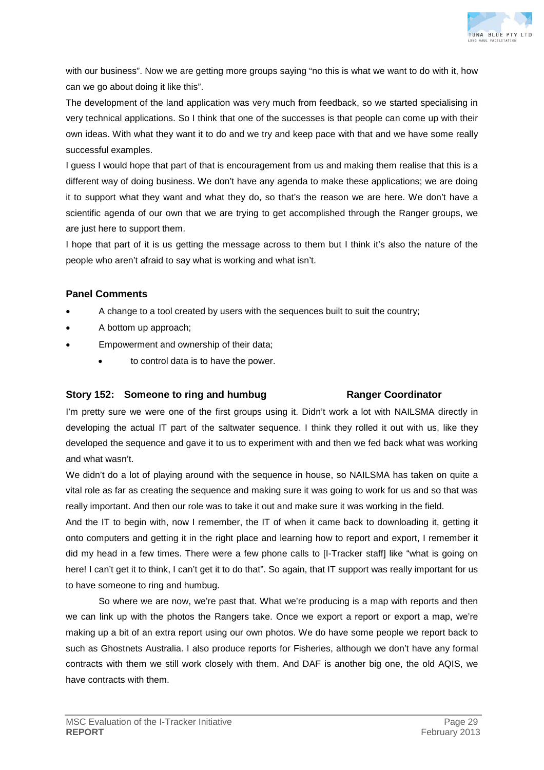with our business". Now we are getting more groups saying "no this is what we want to do with it, how can we go about doing it like this".

The development of the land application was very much from feedback, so we started specialising in very technical applications. So I think that one of the successes is that people can come up with their own ideas. With what they want it to do and we try and keep pace with that and we have some really successful examples.

I guess I would hope that part of that is encouragement from us and making them realise that this is a different way of doing business. We don't have any agenda to make these applications; we are doing it to support what they want and what they do, so that's the reason we are here. We don't have a scientific agenda of our own that we are trying to get accomplished through the Ranger groups, we are just here to support them.

I hope that part of it is us getting the message across to them but I think it's also the nature of the people who aren't afraid to say what is working and what isn't.

### Panel Comments

- A change to a tool created by users with the sequences built to suit the country;
- A bottom up approach;
- Empowerment and ownership of their data;
    - to control data is to have the power.

### Story 152: Someone to ring and humbug — Ranger Coordinator

I'm pretty sure we were one of the first groups using it. Didn't work a lot with NAILSMA directly in developing the actual IT part of the saltwater sequence. I think they rolled it out with us, like they developed the sequence and gave it to us to experiment with and then we fed back what was working and what wasn't.

We didn't do a lot of playing around with the sequence in house, so NAILSMA has taken on quite a vital role as far as creating the sequence and making sure it was going to work for us and so that was really important. And then our role was to take it out and make sure it was working in the field.

And the IT to begin with, now I remember, the IT of when it came back to downloading it, getting it onto computers and getting it in the right place and learning how to report and export, I remember it did my head in a few times. There were a few phone calls to [I-Tracker staff] like "what is going on here! I can't get it to think, I can't get it to do that". So again, that IT support was really important for us to have someone to ring and humbug.

So where we are now, we're past that. What we're producing is a map with reports and then we can link up with the photos the Rangers take. Once we export a report or export a map, we're making up a bit of an extra report using our own photos. We do have some people we report back to such as Ghostnets Australia. I also produce reports for Fisheries, although we don't have any formal contracts with them we still work closely with them. And DAF is another big one, the old AQIS, we have contracts with them.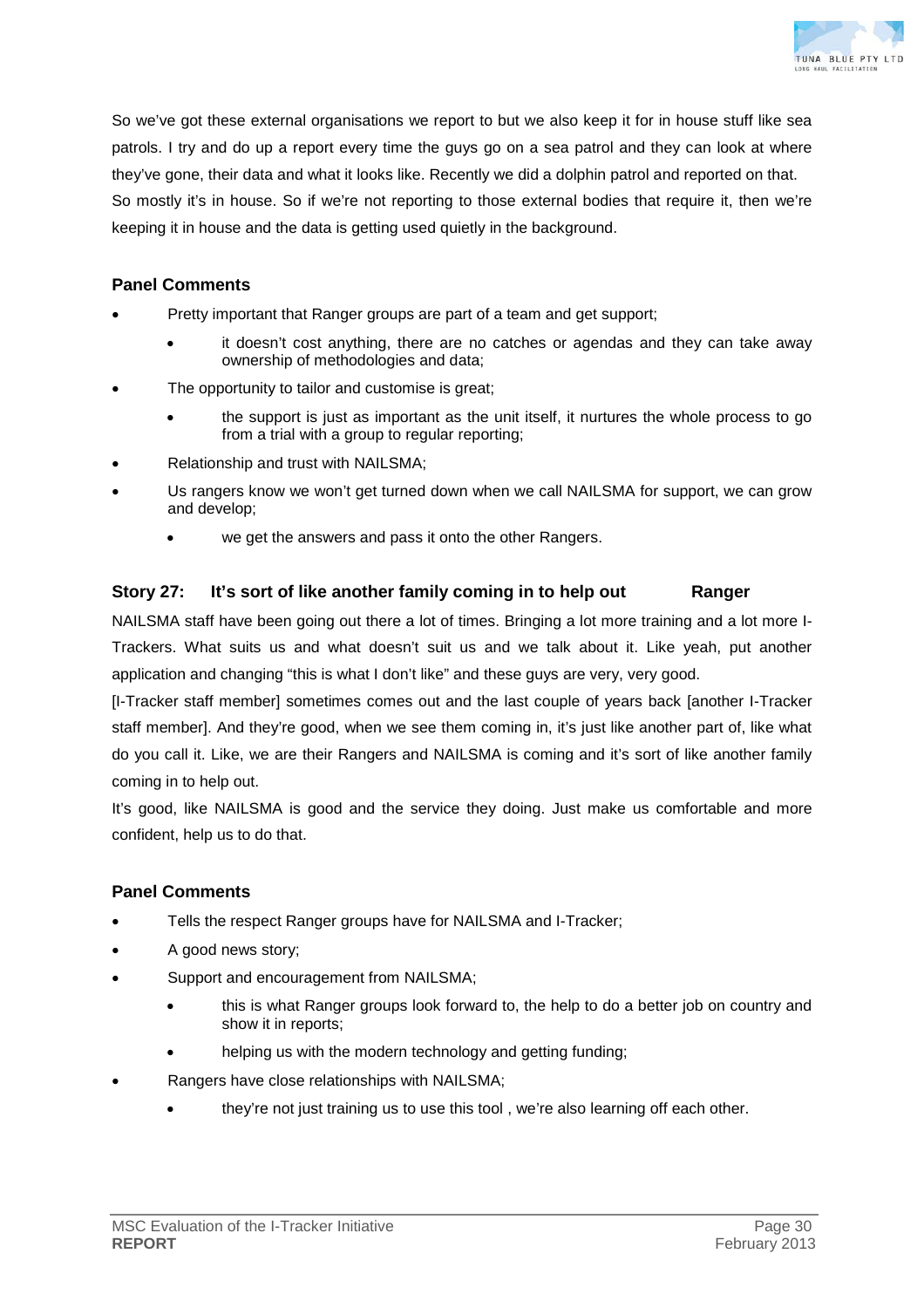So we've got these external organisations we report to but we also keep it for in house stuff like sea patrols. I try and do up a report every time the guys go on a sea patrol and they can look at where they've gone, their data and what it looks like. Recently we did a dolphin patrol and reported on that. So mostly it's in house. So if we're not reporting to those external bodies that require it, then we're keeping it in house and the data is getting used quietly in the background.

### Panel Comments

- Pretty important that Ranger groups are part of a team and get support;
  - it doesn't cost anything, there are no catches or agendas and they can take away ownership of methodologies and data;
- The opportunity to tailor and customise is great;
  - the support is just as important as the unit itself, it nurtures the whole process to go from a trial with a group to regular reporting;
- Relationship and trust with NAILSMA;
- Us rangers know we won't get turned down when we call NAILSMA for support, we can grow and develop;
  - we get the answers and pass it onto the other Rangers.

### Story 27: It's sort of like another family coming in to help out — Ranger

NAILSMA staff have been going out there a lot of times. Bringing a lot more training and a lot more I-Trackers. What suits us and what doesn't suit us and we talk about it. Like yeah, put another application and changing "this is what I don't like" and these guys are very, very good.

[I-Tracker staff member] sometimes comes out and the last couple of years back [another I-Tracker staff member]. And they're good, when we see them coming in, it's just like another part of, like what do you call it. Like, we are their Rangers and NAILSMA is coming and it's sort of like another family coming in to help out.

It's good, like NAILSMA is good and the service they doing. Just make us comfortable and more confident, help us to do that.

### Panel Comments

- Tells the respect Ranger groups have for NAILSMA and I-Tracker;
- A good news story;
- Support and encouragement from NAILSMA;
  - this is what Ranger groups look forward to, the help to do a better job on country and show it in reports;
  - helping us with the modern technology and getting funding;
- Rangers have close relationships with NAILSMA;
  - they're not just training us to use this tool , we're also learning off each other.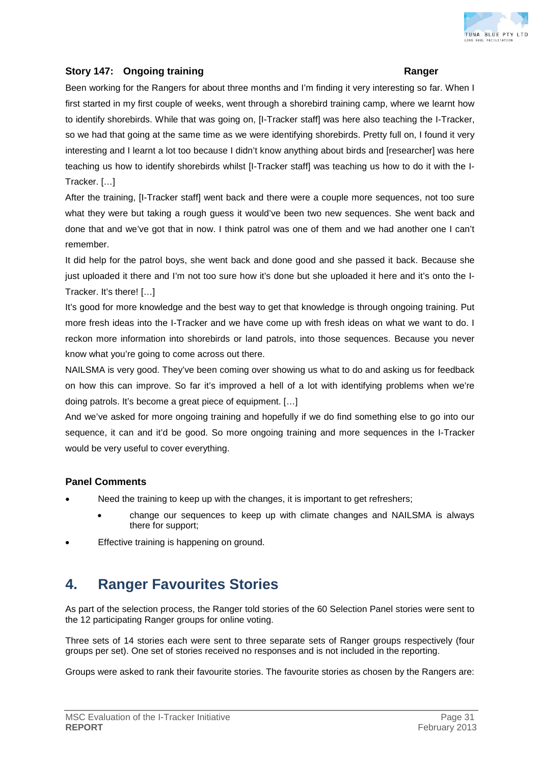### Story 147: Ongoing training — Ranger

Been working for the Rangers for about three months and I'm finding it very interesting so far. When I first started in my first couple of weeks, went through a shorebird training camp, where we learnt how to identify shorebirds. While that was going on, [I-Tracker staff] was here also teaching the I-Tracker, so we had that going at the same time as we were identifying shorebirds. Pretty full on, I found it very interesting and I learnt a lot too because I didn't know anything about birds and [researcher] was here teaching us how to identify shorebirds whilst [I-Tracker staff] was teaching us how to do it with the I-Tracker. […]

After the training, [I-Tracker staff] went back and there were a couple more sequences, not too sure what they were but taking a rough guess it would've been two new sequences. She went back and done that and we've got that in now. I think patrol was one of them and we had another one I can't remember.

It did help for the patrol boys, she went back and done good and she passed it back. Because she just uploaded it there and I'm not too sure how it's done but she uploaded it here and it's onto the I-Tracker. It's there! […]

It's good for more knowledge and the best way to get that knowledge is through ongoing training. Put more fresh ideas into the I-Tracker and we have come up with fresh ideas on what we want to do. I reckon more information into shorebirds or land patrols, into those sequences. Because you never know what you're going to come across out there.

NAILSMA is very good. They've been coming over showing us what to do and asking us for feedback on how this can improve. So far it's improved a hell of a lot with identifying problems when we're doing patrols. It's become a great piece of equipment. […]

And we've asked for more ongoing training and hopefully if we do find something else to go into our sequence, it can and it'd be good. So more ongoing training and more sequences in the I-Tracker would be very useful to cover everything.

#### Panel Comments

- Need the training to keep up with the changes, it is important to get refreshers;
    - change our sequences to keep up with climate changes and NAILSMA is always there for support;
- Effective training is happening on ground.

## 4. Ranger Favourites Stories

As part of the selection process, the Ranger told stories of the 60 Selection Panel stories were sent to the 12 participating Ranger groups for online voting.

Three sets of 14 stories each were sent to three separate sets of Ranger groups respectively (four groups per set). One set of stories received no responses and is not included in the reporting.

Groups were asked to rank their favourite stories. The favourite stories as chosen by the Rangers are: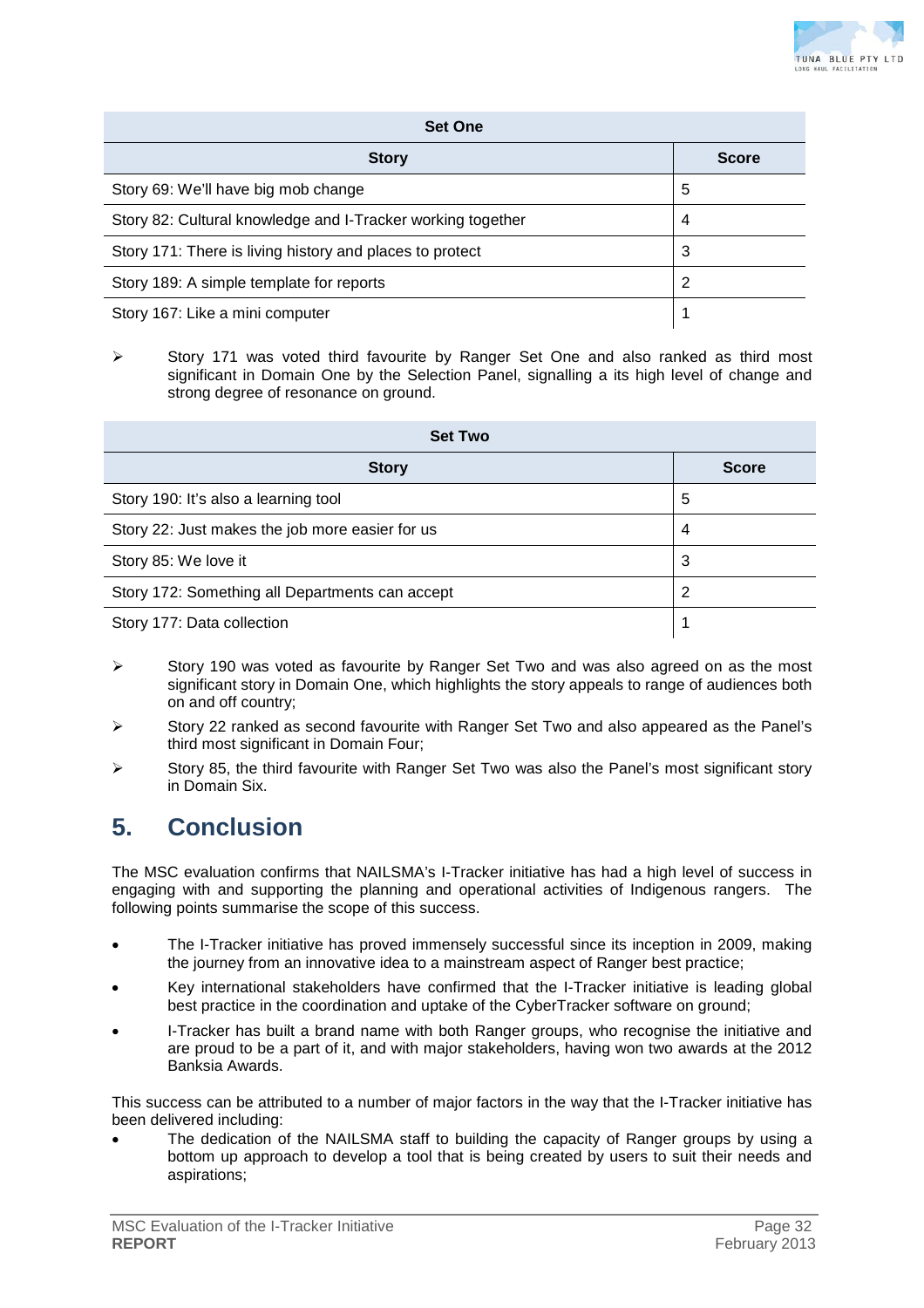| Set One | |
|---|---|
| **Story** | **Score** |
| Story 69: We'll have big mob change | 5 |
| Story 82: Cultural knowledge and I-Tracker working together | 4 |
| Story 171: There is living history and places to protect | 3 |
| Story 189: A simple template for reports | 2 |
| Story 167: Like a mini computer | 1 |

- Story 171 was voted third favourite by Ranger Set One and also ranked as third most significant in Domain One by the Selection Panel, signalling a its high level of change and strong degree of resonance on ground.

| Set Two | |
|---|---|
| **Story** | **Score** |
| Story 190: It's also a learning tool | 5 |
| Story 22: Just makes the job more easier for us | 4 |
| Story 85: We love it | 3 |
| Story 172: Something all Departments can accept | 2 |
| Story 177: Data collection | 1 |

- Story 190 was voted as favourite by Ranger Set Two and was also agreed on as the most significant story in Domain One, which highlights the story appeals to range of audiences both on and off country;
- Story 22 ranked as second favourite with Ranger Set Two and also appeared as the Panel's third most significant in Domain Four;
- Story 85, the third favourite with Ranger Set Two was also the Panel's most significant story in Domain Six.

# 5. Conclusion

The MSC evaluation confirms that NAILSMA's I-Tracker initiative has had a high level of success in engaging with and supporting the planning and operational activities of Indigenous rangers. The following points summarise the scope of this success.

- The I-Tracker initiative has proved immensely successful since its inception in 2009, making the journey from an innovative idea to a mainstream aspect of Ranger best practice;
- Key international stakeholders have confirmed that the I-Tracker initiative is leading global best practice in the coordination and uptake of the CyberTracker software on ground;
- I-Tracker has built a brand name with both Ranger groups, who recognise the initiative and are proud to be a part of it, and with major stakeholders, having won two awards at the 2012 Banksia Awards.

This success can be attributed to a number of major factors in the way that the I-Tracker initiative has been delivered including:

- The dedication of the NAILSMA staff to building the capacity of Ranger groups by using a bottom up approach to develop a tool that is being created by users to suit their needs and aspirations;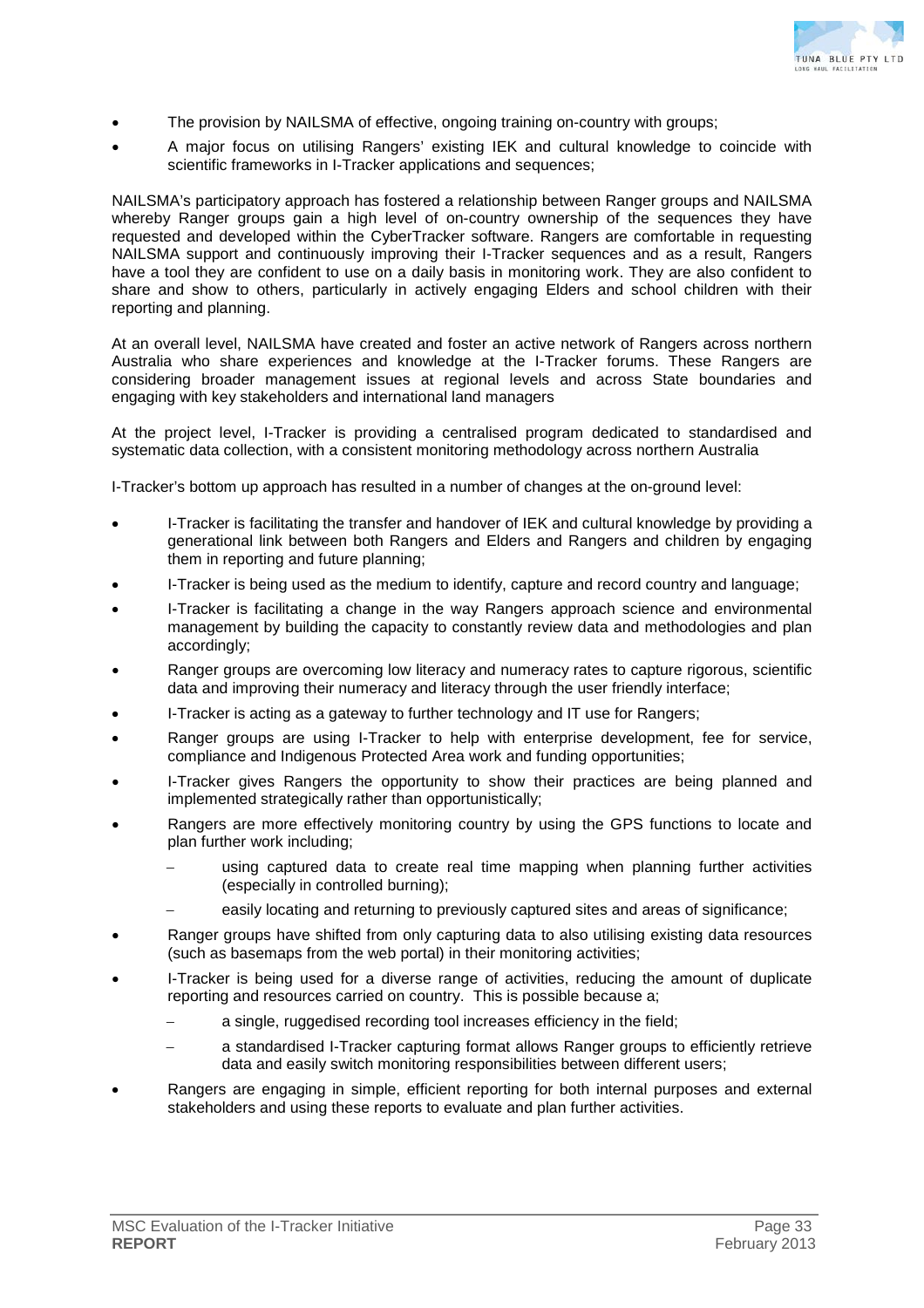- The provision by NAILSMA of effective, ongoing training on-country with groups;
- A major focus on utilising Rangers' existing IEK and cultural knowledge to coincide with scientific frameworks in I-Tracker applications and sequences;

NAILSMA's participatory approach has fostered a relationship between Ranger groups and NAILSMA whereby Ranger groups gain a high level of on-country ownership of the sequences they have requested and developed within the CyberTracker software. Rangers are comfortable in requesting NAILSMA support and continuously improving their I-Tracker sequences and as a result, Rangers have a tool they are confident to use on a daily basis in monitoring work. They are also confident to share and show to others, particularly in actively engaging Elders and school children with their reporting and planning.

At an overall level, NAILSMA have created and foster an active network of Rangers across northern Australia who share experiences and knowledge at the I-Tracker forums. These Rangers are considering broader management issues at regional levels and across State boundaries and engaging with key stakeholders and international land managers

At the project level, I-Tracker is providing a centralised program dedicated to standardised and systematic data collection, with a consistent monitoring methodology across northern Australia

I-Tracker's bottom up approach has resulted in a number of changes at the on-ground level:

- I-Tracker is facilitating the transfer and handover of IEK and cultural knowledge by providing a generational link between both Rangers and Elders and Rangers and children by engaging them in reporting and future planning;
- I-Tracker is being used as the medium to identify, capture and record country and language;
- I-Tracker is facilitating a change in the way Rangers approach science and environmental management by building the capacity to constantly review data and methodologies and plan accordingly;
- Ranger groups are overcoming low literacy and numeracy rates to capture rigorous, scientific data and improving their numeracy and literacy through the user friendly interface;
- I-Tracker is acting as a gateway to further technology and IT use for Rangers;
- Ranger groups are using I-Tracker to help with enterprise development, fee for service, compliance and Indigenous Protected Area work and funding opportunities;
- I-Tracker gives Rangers the opportunity to show their practices are being planned and implemented strategically rather than opportunistically;
- Rangers are more effectively monitoring country by using the GPS functions to locate and plan further work including;
  - using captured data to create real time mapping when planning further activities (especially in controlled burning);
  - easily locating and returning to previously captured sites and areas of significance;
- Ranger groups have shifted from only capturing data to also utilising existing data resources (such as basemaps from the web portal) in their monitoring activities;
- I-Tracker is being used for a diverse range of activities, reducing the amount of duplicate reporting and resources carried on country. This is possible because a;
  - a single, ruggedised recording tool increases efficiency in the field;
  - a standardised I-Tracker capturing format allows Ranger groups to efficiently retrieve data and easily switch monitoring responsibilities between different users;
- Rangers are engaging in simple, efficient reporting for both internal purposes and external stakeholders and using these reports to evaluate and plan further activities.